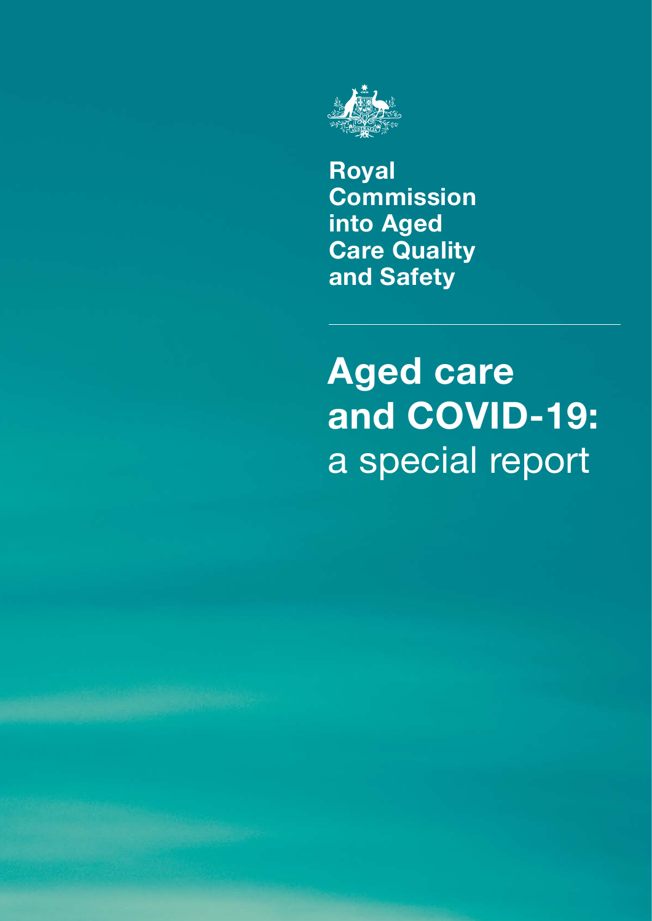Royal Commission into Aged Care Quality and Safety

# Aged care and COVID-19: a special report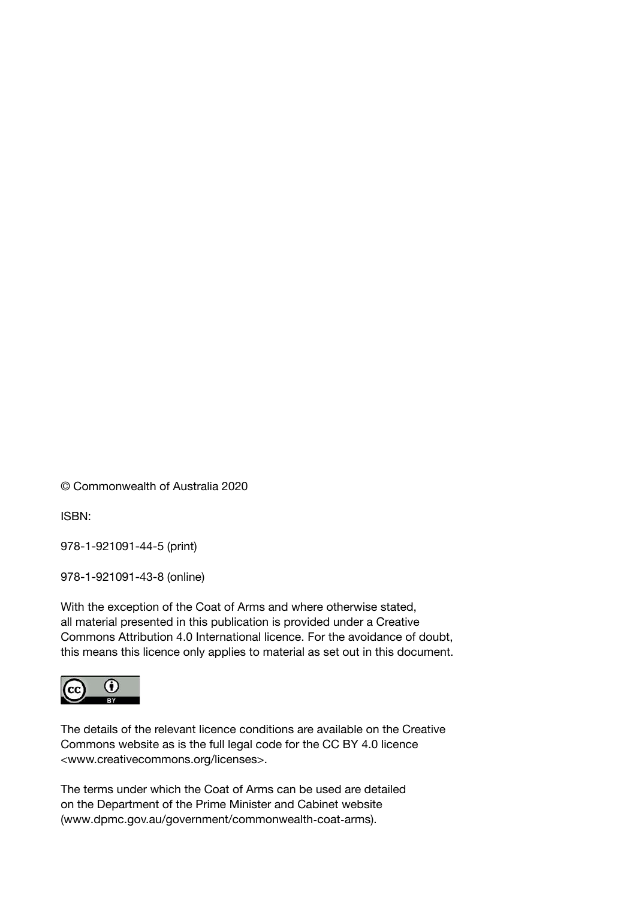© Commonwealth of Australia 2020

ISBN:

978-1-921091-44-5 (print)

978-1-921091-43-8 (online)

With the exception of the Coat of Arms and where otherwise stated, all material presented in this publication is provided under a Creative Commons Attribution 4.0 International licence. For the avoidance of doubt, this means this licence only applies to material as set out in this document.

The details of the relevant licence conditions are available on the Creative Commons website as is the full legal code for the CC BY 4.0 licence <www.creativecommons.org/licenses>.

The terms under which the Coat of Arms can be used are detailed on the Department of the Prime Minister and Cabinet website (www.dpmc.gov.au/government/commonwealth-coat-arms).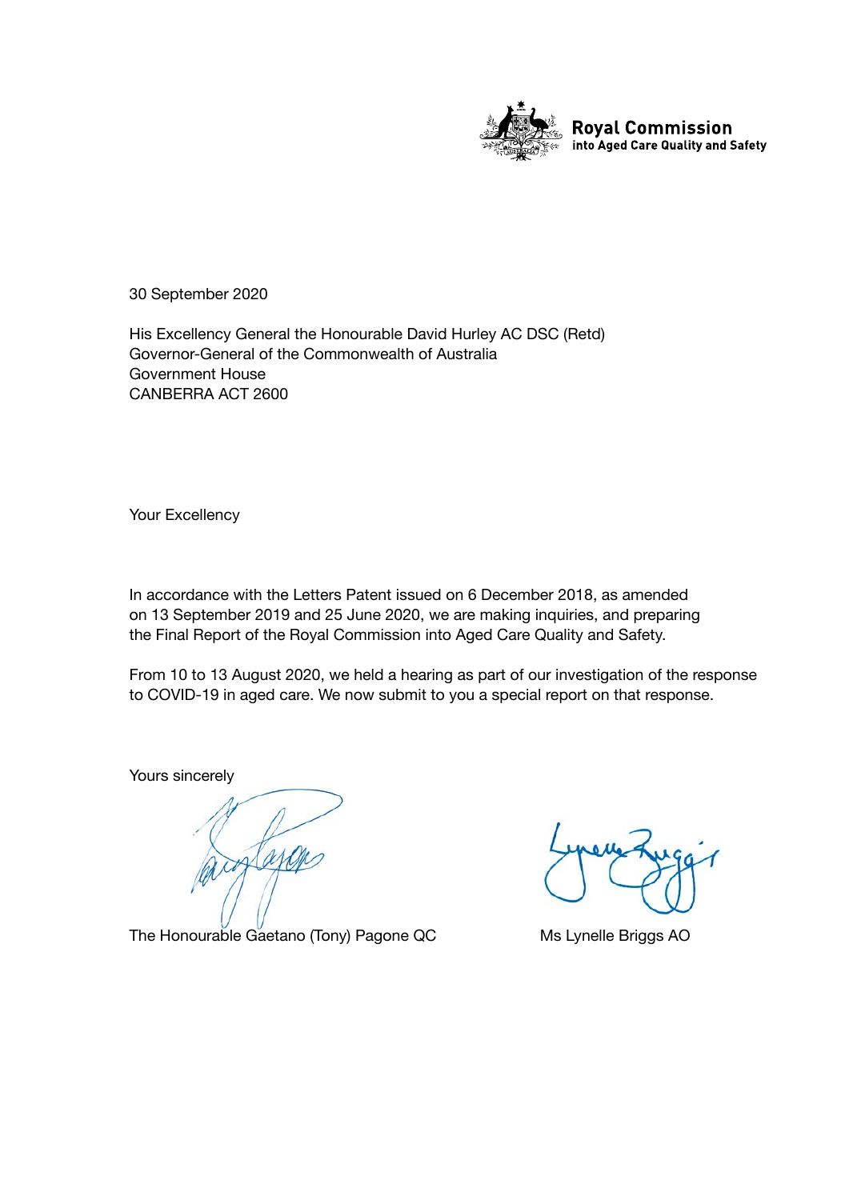**Royal Commission**
**into Aged Care Quality and Safety**

30 September 2020

His Excellency General the Honourable David Hurley AC DSC (Retd)
Governor-General of the Commonwealth of Australia
Government House
CANBERRA ACT 2600

Your Excellency

In accordance with the Letters Patent issued on 6 December 2018, as amended on 13 September 2019 and 25 June 2020, we are making inquiries, and preparing the Final Report of the Royal Commission into Aged Care Quality and Safety.

From 10 to 13 August 2020, we held a hearing as part of our investigation of the response to COVID-19 in aged care. We now submit to you a special report on that response.

Yours sincerely

The Honourable Gaetano (Tony) Pagone QC

Ms Lynelle Briggs AO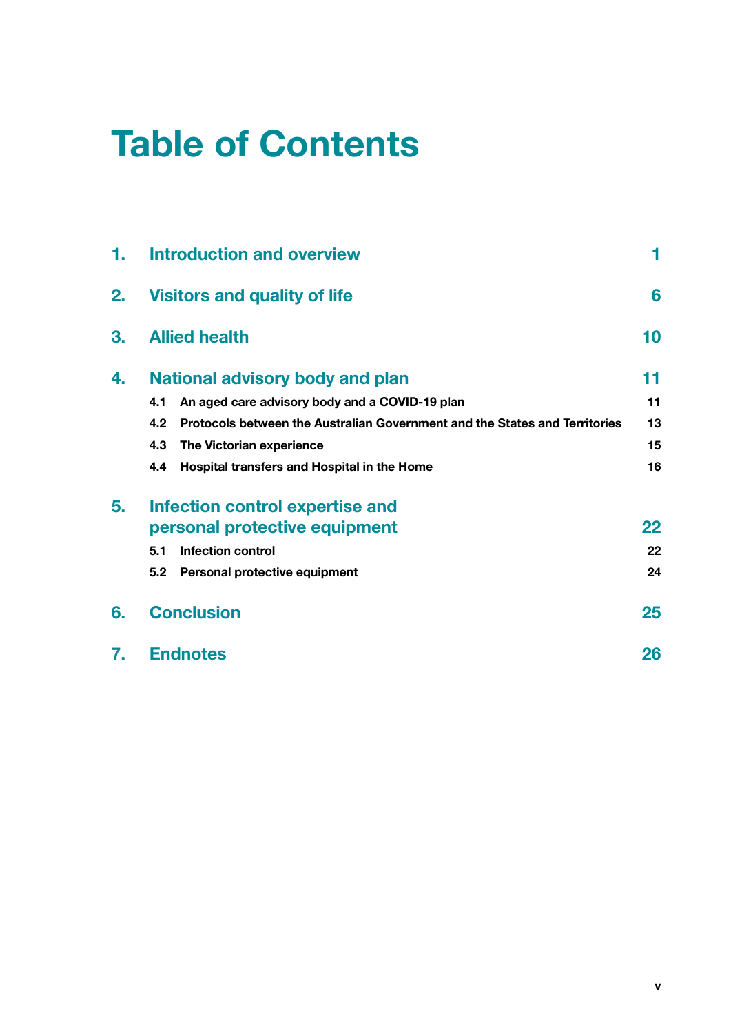# Table of Contents

| | | |
|---|---|---|
| **1.** | **Introduction and overview** | **1** |
| **2.** | **Visitors and quality of life** | **6** |
| **3.** | **Allied health** | **10** |
| **4.** | **National advisory body and plan** | **11** |
| 4.1 | An aged care advisory body and a COVID-19 plan | 11 |
| 4.2 | Protocols between the Australian Government and the States and Territories | 13 |
| 4.3 | The Victorian experience | 15 |
| 4.4 | Hospital transfers and Hospital in the Home | 16 |
| **5.** | **Infection control expertise and personal protective equipment** | **22** |
| 5.1 | Infection control | 22 |
| 5.2 | Personal protective equipment | 24 |
| **6.** | **Conclusion** | **25** |
| **7.** | **Endnotes** | **26** |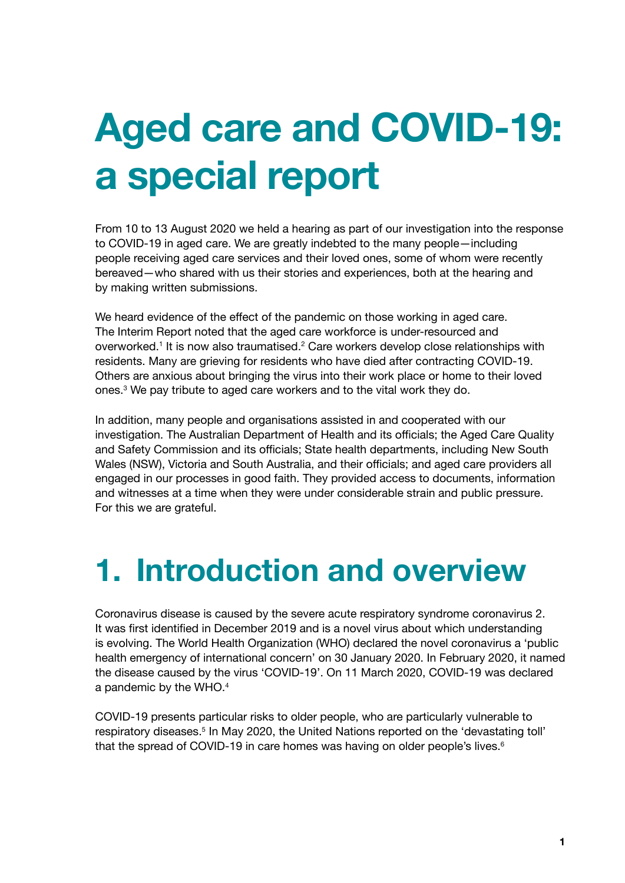# Aged care and COVID-19: a special report

From 10 to 13 August 2020 we held a hearing as part of our investigation into the response to COVID-19 in aged care. We are greatly indebted to the many people—including people receiving aged care services and their loved ones, some of whom were recently bereaved—who shared with us their stories and experiences, both at the hearing and by making written submissions.

We heard evidence of the effect of the pandemic on those working in aged care. The Interim Report noted that the aged care workforce is under-resourced and overworked.[1] It is now also traumatised.[2] Care workers develop close relationships with residents. Many are grieving for residents who have died after contracting COVID-19. Others are anxious about bringing the virus into their work place or home to their loved ones.[3] We pay tribute to aged care workers and to the vital work they do.

In addition, many people and organisations assisted in and cooperated with our investigation. The Australian Department of Health and its officials; the Aged Care Quality and Safety Commission and its officials; State health departments, including New South Wales (NSW), Victoria and South Australia, and their officials; and aged care providers all engaged in our processes in good faith. They provided access to documents, information and witnesses at a time when they were under considerable strain and public pressure. For this we are grateful.

# 1. Introduction and overview

Coronavirus disease is caused by the severe acute respiratory syndrome coronavirus 2. It was first identified in December 2019 and is a novel virus about which understanding is evolving. The World Health Organization (WHO) declared the novel coronavirus a 'public health emergency of international concern' on 30 January 2020. In February 2020, it named the disease caused by the virus 'COVID-19'. On 11 March 2020, COVID-19 was declared a pandemic by the WHO.[4]

COVID-19 presents particular risks to older people, who are particularly vulnerable to respiratory diseases.[5] In May 2020, the United Nations reported on the 'devastating toll' that the spread of COVID-19 in care homes was having on older people's lives.[6]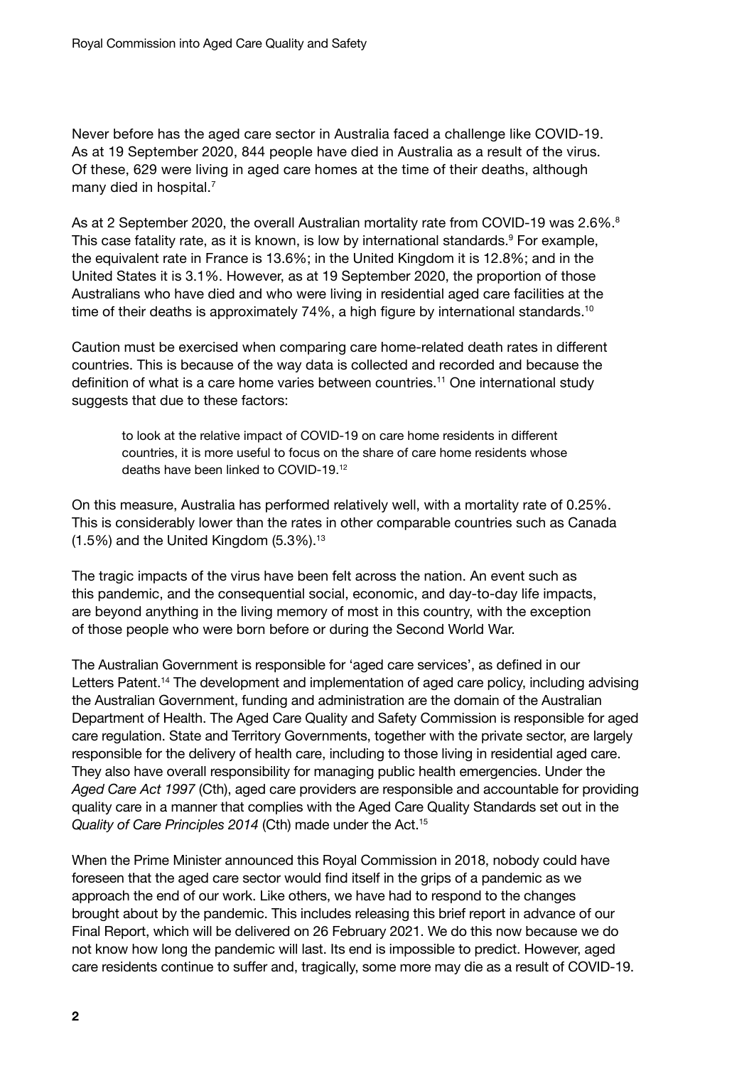Never before has the aged care sector in Australia faced a challenge like COVID-19. As at 19 September 2020, 844 people have died in Australia as a result of the virus. Of these, 629 were living in aged care homes at the time of their deaths, although many died in hospital.[7]

As at 2 September 2020, the overall Australian mortality rate from COVID-19 was 2.6%.[8] This case fatality rate, as it is known, is low by international standards.[9] For example, the equivalent rate in France is 13.6%; in the United Kingdom it is 12.8%; and in the United States it is 3.1%. However, as at 19 September 2020, the proportion of those Australians who have died and who were living in residential aged care facilities at the time of their deaths is approximately 74%, a high figure by international standards.[10]

Caution must be exercised when comparing care home-related death rates in different countries. This is because of the way data is collected and recorded and because the definition of what is a care home varies between countries.[11] One international study suggests that due to these factors:

> to look at the relative impact of COVID-19 on care home residents in different countries, it is more useful to focus on the share of care home residents whose deaths have been linked to COVID-19.[12]

On this measure, Australia has performed relatively well, with a mortality rate of 0.25%. This is considerably lower than the rates in other comparable countries such as Canada (1.5%) and the United Kingdom (5.3%).[13]

The tragic impacts of the virus have been felt across the nation. An event such as this pandemic, and the consequential social, economic, and day-to-day life impacts, are beyond anything in the living memory of most in this country, with the exception of those people who were born before or during the Second World War.

The Australian Government is responsible for 'aged care services', as defined in our Letters Patent.[14] The development and implementation of aged care policy, including advising the Australian Government, funding and administration are the domain of the Australian Department of Health. The Aged Care Quality and Safety Commission is responsible for aged care regulation. State and Territory Governments, together with the private sector, are largely responsible for the delivery of health care, including to those living in residential aged care. They also have overall responsibility for managing public health emergencies. Under the *Aged Care Act 1997* (Cth), aged care providers are responsible and accountable for providing quality care in a manner that complies with the Aged Care Quality Standards set out in the *Quality of Care Principles 2014* (Cth) made under the Act.[15]

When the Prime Minister announced this Royal Commission in 2018, nobody could have foreseen that the aged care sector would find itself in the grips of a pandemic as we approach the end of our work. Like others, we have had to respond to the changes brought about by the pandemic. This includes releasing this brief report in advance of our Final Report, which will be delivered on 26 February 2021. We do this now because we do not know how long the pandemic will last. Its end is impossible to predict. However, aged care residents continue to suffer and, tragically, some more may die as a result of COVID-19.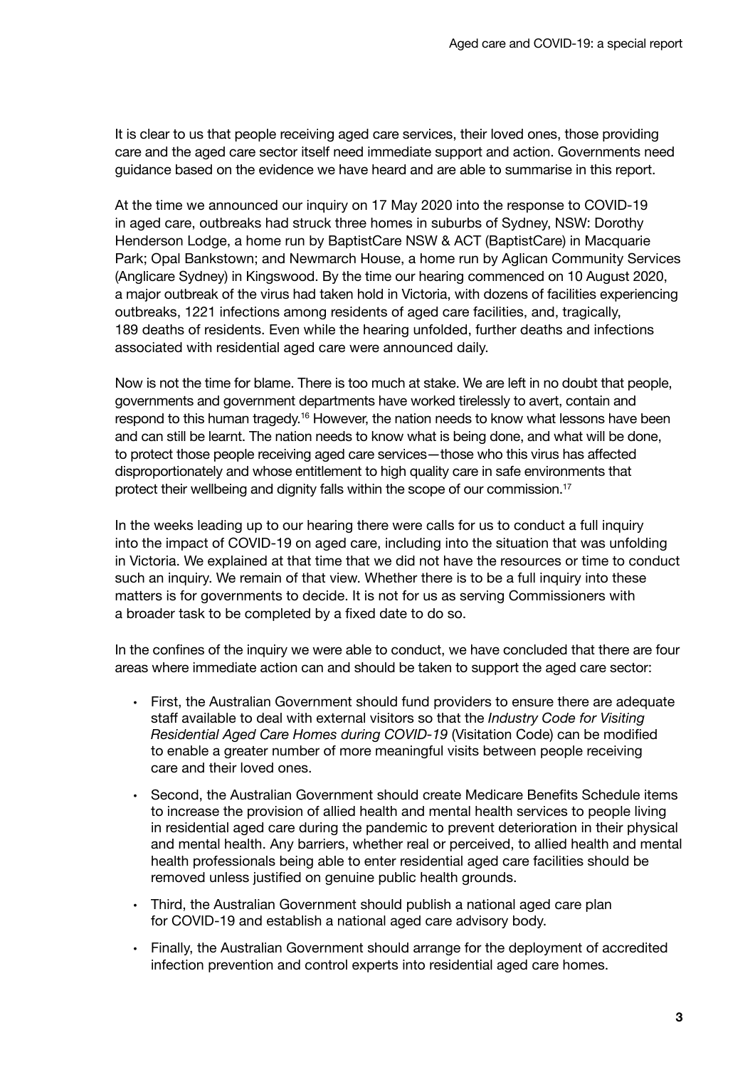It is clear to us that people receiving aged care services, their loved ones, those providing care and the aged care sector itself need immediate support and action. Governments need guidance based on the evidence we have heard and are able to summarise in this report.

At the time we announced our inquiry on 17 May 2020 into the response to COVID-19 in aged care, outbreaks had struck three homes in suburbs of Sydney, NSW: Dorothy Henderson Lodge, a home run by BaptistCare NSW & ACT (BaptistCare) in Macquarie Park; Opal Bankstown; and Newmarch House, a home run by Aglican Community Services (Anglicare Sydney) in Kingswood. By the time our hearing commenced on 10 August 2020, a major outbreak of the virus had taken hold in Victoria, with dozens of facilities experiencing outbreaks, 1221 infections among residents of aged care facilities, and, tragically, 189 deaths of residents. Even while the hearing unfolded, further deaths and infections associated with residential aged care were announced daily.

Now is not the time for blame. There is too much at stake. We are left in no doubt that people, governments and government departments have worked tirelessly to avert, contain and respond to this human tragedy.[16] However, the nation needs to know what lessons have been and can still be learnt. The nation needs to know what is being done, and what will be done, to protect those people receiving aged care services—those who this virus has affected disproportionately and whose entitlement to high quality care in safe environments that protect their wellbeing and dignity falls within the scope of our commission.[17]

In the weeks leading up to our hearing there were calls for us to conduct a full inquiry into the impact of COVID-19 on aged care, including into the situation that was unfolding in Victoria. We explained at that time that we did not have the resources or time to conduct such an inquiry. We remain of that view. Whether there is to be a full inquiry into these matters is for governments to decide. It is not for us as serving Commissioners with a broader task to be completed by a fixed date to do so.

In the confines of the inquiry we were able to conduct, we have concluded that there are four areas where immediate action can and should be taken to support the aged care sector:

- First, the Australian Government should fund providers to ensure there are adequate staff available to deal with external visitors so that the *Industry Code for Visiting Residential Aged Care Homes during COVID-19* (Visitation Code) can be modified to enable a greater number of more meaningful visits between people receiving care and their loved ones.
- Second, the Australian Government should create Medicare Benefits Schedule items to increase the provision of allied health and mental health services to people living in residential aged care during the pandemic to prevent deterioration in their physical and mental health. Any barriers, whether real or perceived, to allied health and mental health professionals being able to enter residential aged care facilities should be removed unless justified on genuine public health grounds.
- Third, the Australian Government should publish a national aged care plan for COVID-19 and establish a national aged care advisory body.
- Finally, the Australian Government should arrange for the deployment of accredited infection prevention and control experts into residential aged care homes.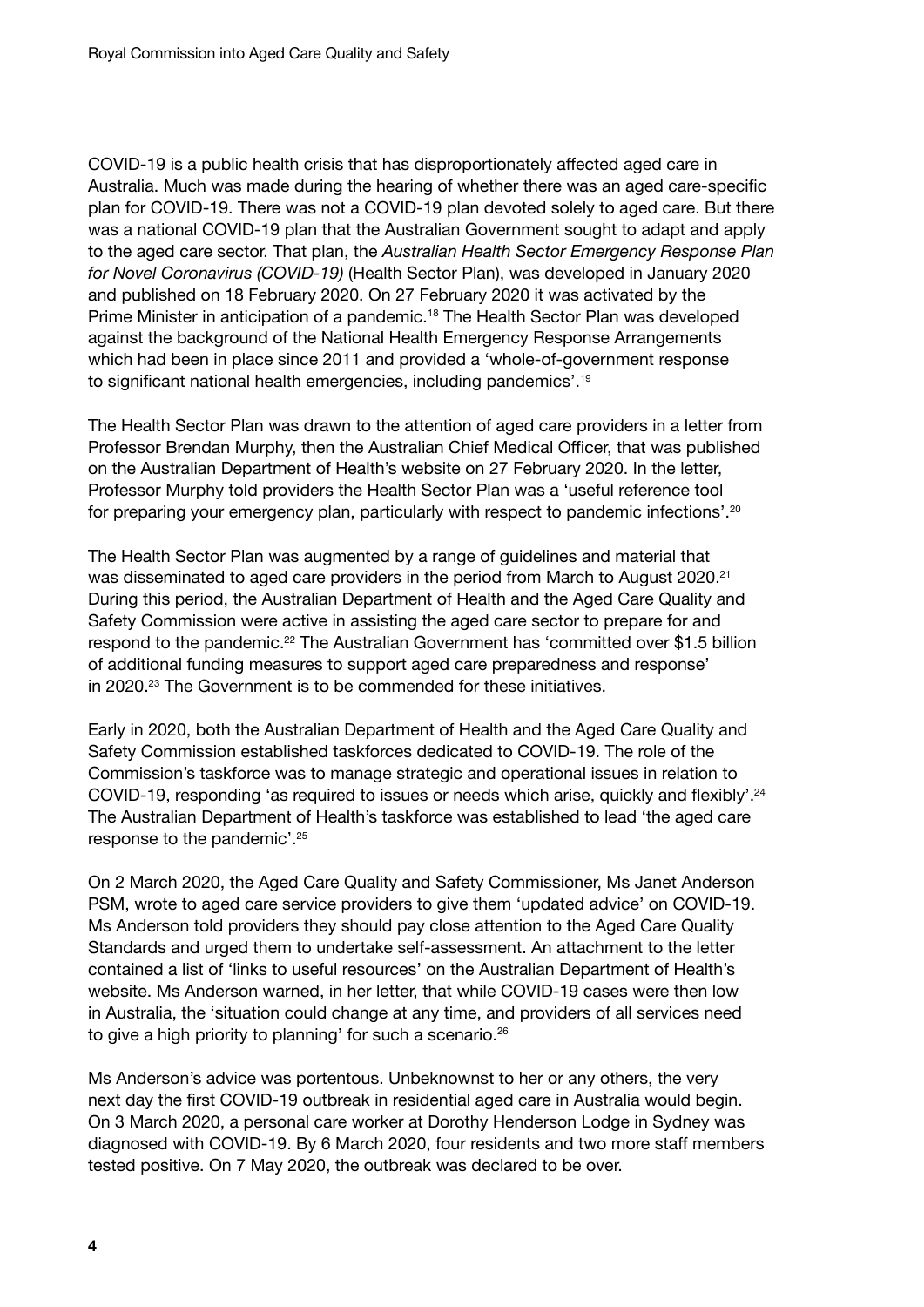COVID-19 is a public health crisis that has disproportionately affected aged care in Australia. Much was made during the hearing of whether there was an aged care-specific plan for COVID-19. There was not a COVID-19 plan devoted solely to aged care. But there was a national COVID-19 plan that the Australian Government sought to adapt and apply to the aged care sector. That plan, the *Australian Health Sector Emergency Response Plan for Novel Coronavirus (COVID-19)* (Health Sector Plan), was developed in January 2020 and published on 18 February 2020. On 27 February 2020 it was activated by the Prime Minister in anticipation of a pandemic.[18] The Health Sector Plan was developed against the background of the National Health Emergency Response Arrangements which had been in place since 2011 and provided a 'whole-of-government response to significant national health emergencies, including pandemics'.[19]

The Health Sector Plan was drawn to the attention of aged care providers in a letter from Professor Brendan Murphy, then the Australian Chief Medical Officer, that was published on the Australian Department of Health's website on 27 February 2020. In the letter, Professor Murphy told providers the Health Sector Plan was a 'useful reference tool for preparing your emergency plan, particularly with respect to pandemic infections'.[20]

The Health Sector Plan was augmented by a range of guidelines and material that was disseminated to aged care providers in the period from March to August 2020.[21] During this period, the Australian Department of Health and the Aged Care Quality and Safety Commission were active in assisting the aged care sector to prepare for and respond to the pandemic.[22] The Australian Government has 'committed over $1.5 billion of additional funding measures to support aged care preparedness and response' in 2020.[23] The Government is to be commended for these initiatives.

Early in 2020, both the Australian Department of Health and the Aged Care Quality and Safety Commission established taskforces dedicated to COVID-19. The role of the Commission's taskforce was to manage strategic and operational issues in relation to COVID-19, responding 'as required to issues or needs which arise, quickly and flexibly'.[24] The Australian Department of Health's taskforce was established to lead 'the aged care response to the pandemic'.[25]

On 2 March 2020, the Aged Care Quality and Safety Commissioner, Ms Janet Anderson PSM, wrote to aged care service providers to give them 'updated advice' on COVID-19. Ms Anderson told providers they should pay close attention to the Aged Care Quality Standards and urged them to undertake self-assessment. An attachment to the letter contained a list of 'links to useful resources' on the Australian Department of Health's website. Ms Anderson warned, in her letter, that while COVID-19 cases were then low in Australia, the 'situation could change at any time, and providers of all services need to give a high priority to planning' for such a scenario.[26]

Ms Anderson's advice was portentous. Unbeknownst to her or any others, the very next day the first COVID-19 outbreak in residential aged care in Australia would begin. On 3 March 2020, a personal care worker at Dorothy Henderson Lodge in Sydney was diagnosed with COVID-19. By 6 March 2020, four residents and two more staff members tested positive. On 7 May 2020, the outbreak was declared to be over.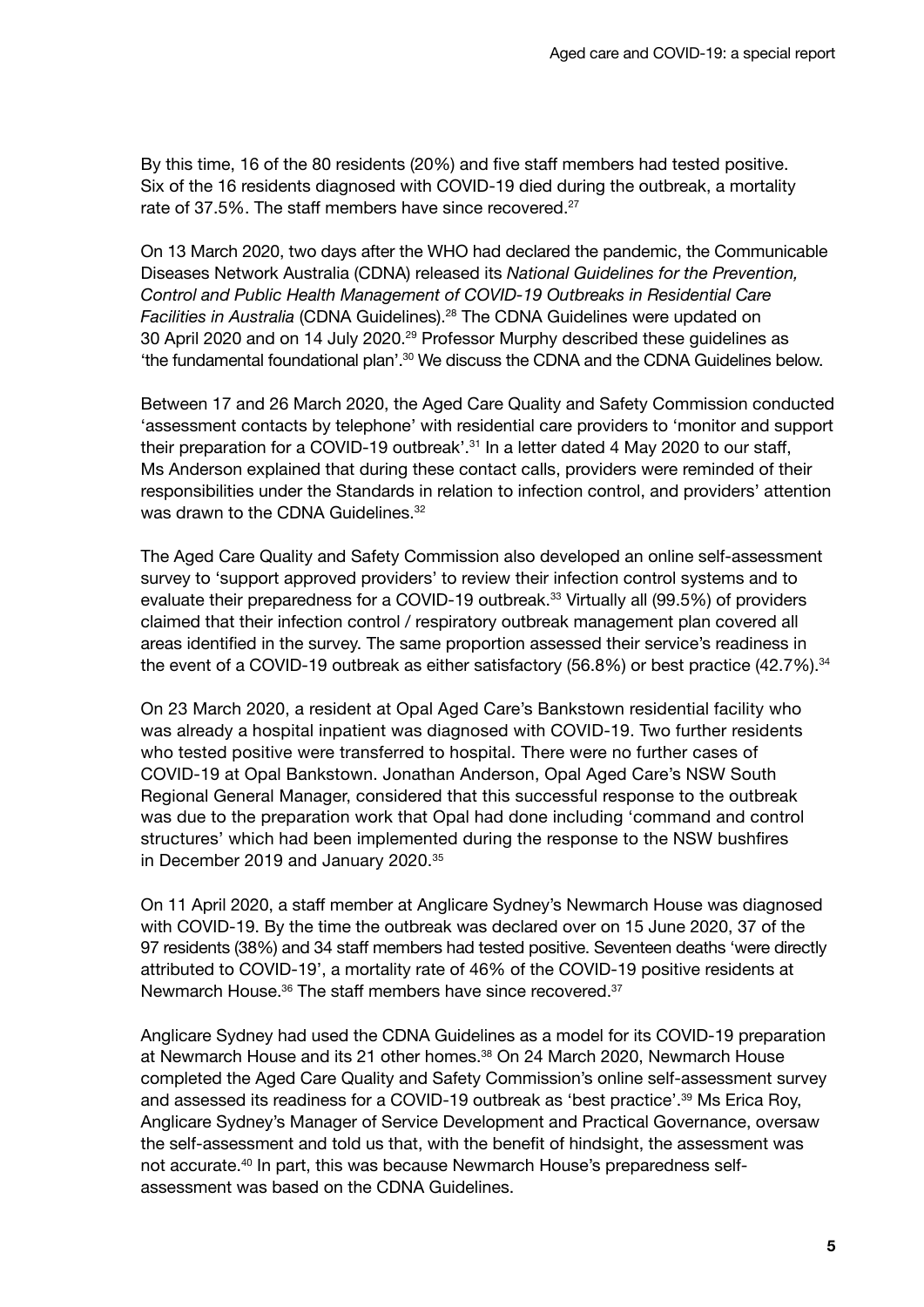By this time, 16 of the 80 residents (20%) and five staff members had tested positive. Six of the 16 residents diagnosed with COVID-19 died during the outbreak, a mortality rate of 37.5%. The staff members have since recovered.[27]

On 13 March 2020, two days after the WHO had declared the pandemic, the Communicable Diseases Network Australia (CDNA) released its *National Guidelines for the Prevention, Control and Public Health Management of COVID-19 Outbreaks in Residential Care Facilities in Australia* (CDNA Guidelines).[28] The CDNA Guidelines were updated on 30 April 2020 and on 14 July 2020.[29] Professor Murphy described these guidelines as 'the fundamental foundational plan'.[30] We discuss the CDNA and the CDNA Guidelines below.

Between 17 and 26 March 2020, the Aged Care Quality and Safety Commission conducted 'assessment contacts by telephone' with residential care providers to 'monitor and support their preparation for a COVID-19 outbreak'.[31] In a letter dated 4 May 2020 to our staff, Ms Anderson explained that during these contact calls, providers were reminded of their responsibilities under the Standards in relation to infection control, and providers' attention was drawn to the CDNA Guidelines.[32]

The Aged Care Quality and Safety Commission also developed an online self-assessment survey to 'support approved providers' to review their infection control systems and to evaluate their preparedness for a COVID-19 outbreak.[33] Virtually all (99.5%) of providers claimed that their infection control / respiratory outbreak management plan covered all areas identified in the survey. The same proportion assessed their service's readiness in the event of a COVID-19 outbreak as either satisfactory (56.8%) or best practice (42.7%).[34]

On 23 March 2020, a resident at Opal Aged Care's Bankstown residential facility who was already a hospital inpatient was diagnosed with COVID-19. Two further residents who tested positive were transferred to hospital. There were no further cases of COVID-19 at Opal Bankstown. Jonathan Anderson, Opal Aged Care's NSW South Regional General Manager, considered that this successful response to the outbreak was due to the preparation work that Opal had done including 'command and control structures' which had been implemented during the response to the NSW bushfires in December 2019 and January 2020.[35]

On 11 April 2020, a staff member at Anglicare Sydney's Newmarch House was diagnosed with COVID-19. By the time the outbreak was declared over on 15 June 2020, 37 of the 97 residents (38%) and 34 staff members had tested positive. Seventeen deaths 'were directly attributed to COVID-19', a mortality rate of 46% of the COVID-19 positive residents at Newmarch House.[36] The staff members have since recovered.[37]

Anglicare Sydney had used the CDNA Guidelines as a model for its COVID-19 preparation at Newmarch House and its 21 other homes.[38] On 24 March 2020, Newmarch House completed the Aged Care Quality and Safety Commission's online self-assessment survey and assessed its readiness for a COVID-19 outbreak as 'best practice'.[39] Ms Erica Roy, Anglicare Sydney's Manager of Service Development and Practical Governance, oversaw the self-assessment and told us that, with the benefit of hindsight, the assessment was not accurate.[40] In part, this was because Newmarch House's preparedness self-assessment was based on the CDNA Guidelines.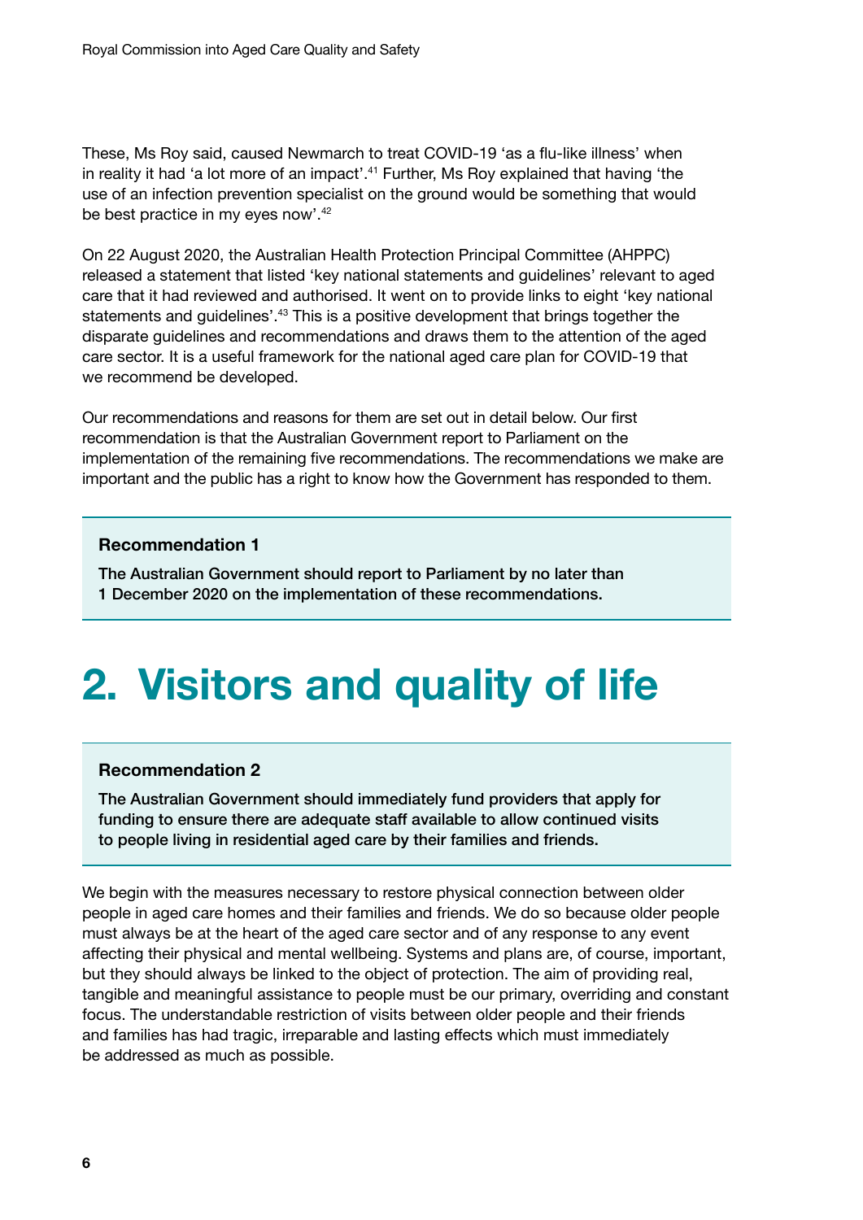These, Ms Roy said, caused Newmarch to treat COVID-19 'as a flu-like illness' when in reality it had 'a lot more of an impact'.[41] Further, Ms Roy explained that having 'the use of an infection prevention specialist on the ground would be something that would be best practice in my eyes now'.[42]

On 22 August 2020, the Australian Health Protection Principal Committee (AHPPC) released a statement that listed 'key national statements and guidelines' relevant to aged care that it had reviewed and authorised. It went on to provide links to eight 'key national statements and guidelines'.[43] This is a positive development that brings together the disparate guidelines and recommendations and draws them to the attention of the aged care sector. It is a useful framework for the national aged care plan for COVID-19 that we recommend be developed.

Our recommendations and reasons for them are set out in detail below. Our first recommendation is that the Australian Government report to Parliament on the implementation of the remaining five recommendations. The recommendations we make are important and the public has a right to know how the Government has responded to them.

**Recommendation 1**

**The Australian Government should report to Parliament by no later than 1 December 2020 on the implementation of these recommendations.**

# 2. Visitors and quality of life

**Recommendation 2**

**The Australian Government should immediately fund providers that apply for funding to ensure there are adequate staff available to allow continued visits to people living in residential aged care by their families and friends.**

We begin with the measures necessary to restore physical connection between older people in aged care homes and their families and friends. We do so because older people must always be at the heart of the aged care sector and of any response to any event affecting their physical and mental wellbeing. Systems and plans are, of course, important, but they should always be linked to the object of protection. The aim of providing real, tangible and meaningful assistance to people must be our primary, overriding and constant focus. The understandable restriction of visits between older people and their friends and families has had tragic, irreparable and lasting effects which must immediately be addressed as much as possible.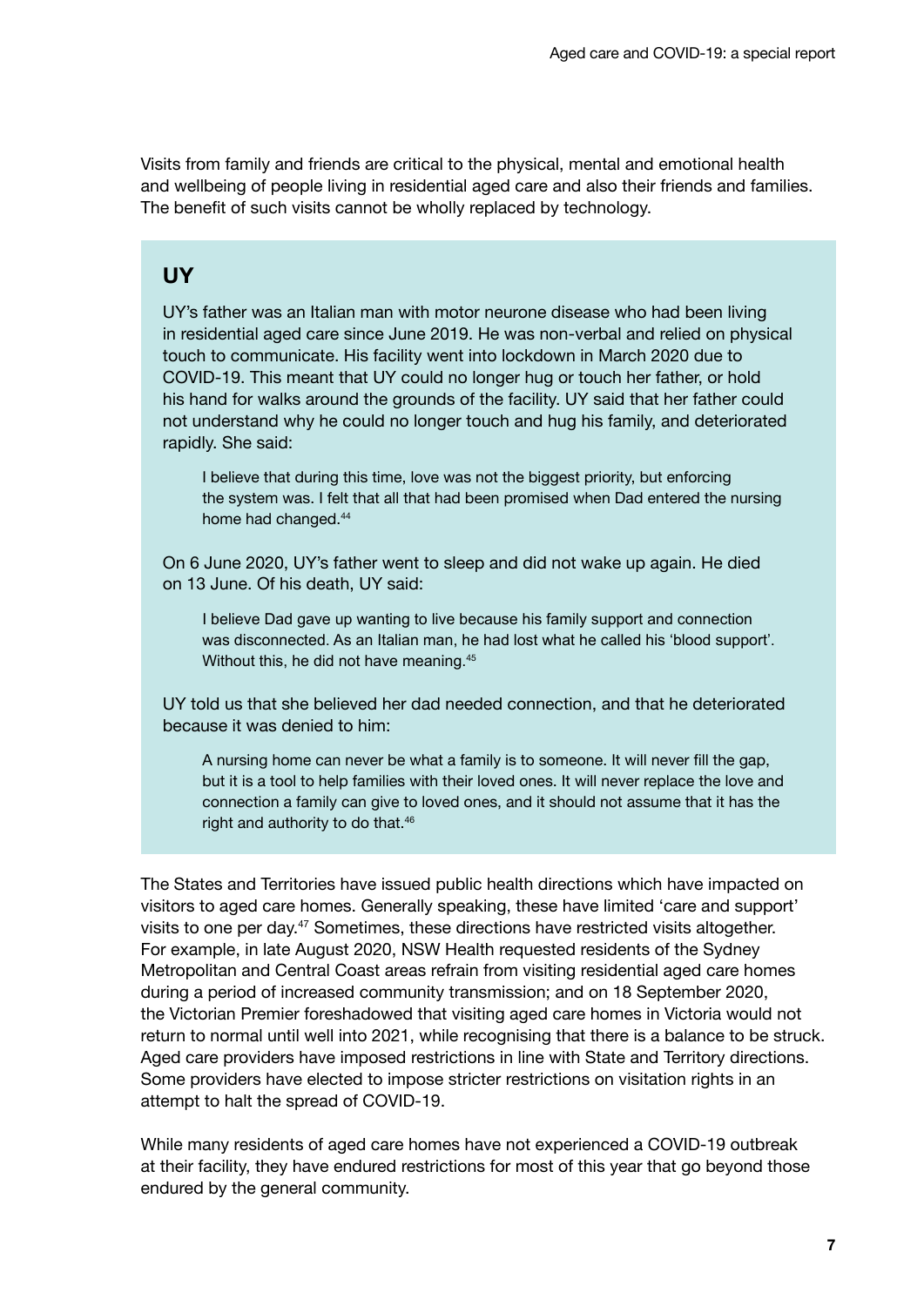Visits from family and friends are critical to the physical, mental and emotional health and wellbeing of people living in residential aged care and also their friends and families. The benefit of such visits cannot be wholly replaced by technology.

## UY

UY's father was an Italian man with motor neurone disease who had been living in residential aged care since June 2019. He was non-verbal and relied on physical touch to communicate. His facility went into lockdown in March 2020 due to COVID-19. This meant that UY could no longer hug or touch her father, or hold his hand for walks around the grounds of the facility. UY said that her father could not understand why he could no longer touch and hug his family, and deteriorated rapidly. She said:

> I believe that during this time, love was not the biggest priority, but enforcing the system was. I felt that all that had been promised when Dad entered the nursing home had changed.[44]

On 6 June 2020, UY's father went to sleep and did not wake up again. He died on 13 June. Of his death, UY said:

> I believe Dad gave up wanting to live because his family support and connection was disconnected. As an Italian man, he had lost what he called his 'blood support'. Without this, he did not have meaning.[45]

UY told us that she believed her dad needed connection, and that he deteriorated because it was denied to him:

> A nursing home can never be what a family is to someone. It will never fill the gap, but it is a tool to help families with their loved ones. It will never replace the love and connection a family can give to loved ones, and it should not assume that it has the right and authority to do that.[46]

The States and Territories have issued public health directions which have impacted on visitors to aged care homes. Generally speaking, these have limited 'care and support' visits to one per day.[47] Sometimes, these directions have restricted visits altogether. For example, in late August 2020, NSW Health requested residents of the Sydney Metropolitan and Central Coast areas refrain from visiting residential aged care homes during a period of increased community transmission; and on 18 September 2020, the Victorian Premier foreshadowed that visiting aged care homes in Victoria would not return to normal until well into 2021, while recognising that there is a balance to be struck. Aged care providers have imposed restrictions in line with State and Territory directions. Some providers have elected to impose stricter restrictions on visitation rights in an attempt to halt the spread of COVID-19.

While many residents of aged care homes have not experienced a COVID-19 outbreak at their facility, they have endured restrictions for most of this year that go beyond those endured by the general community.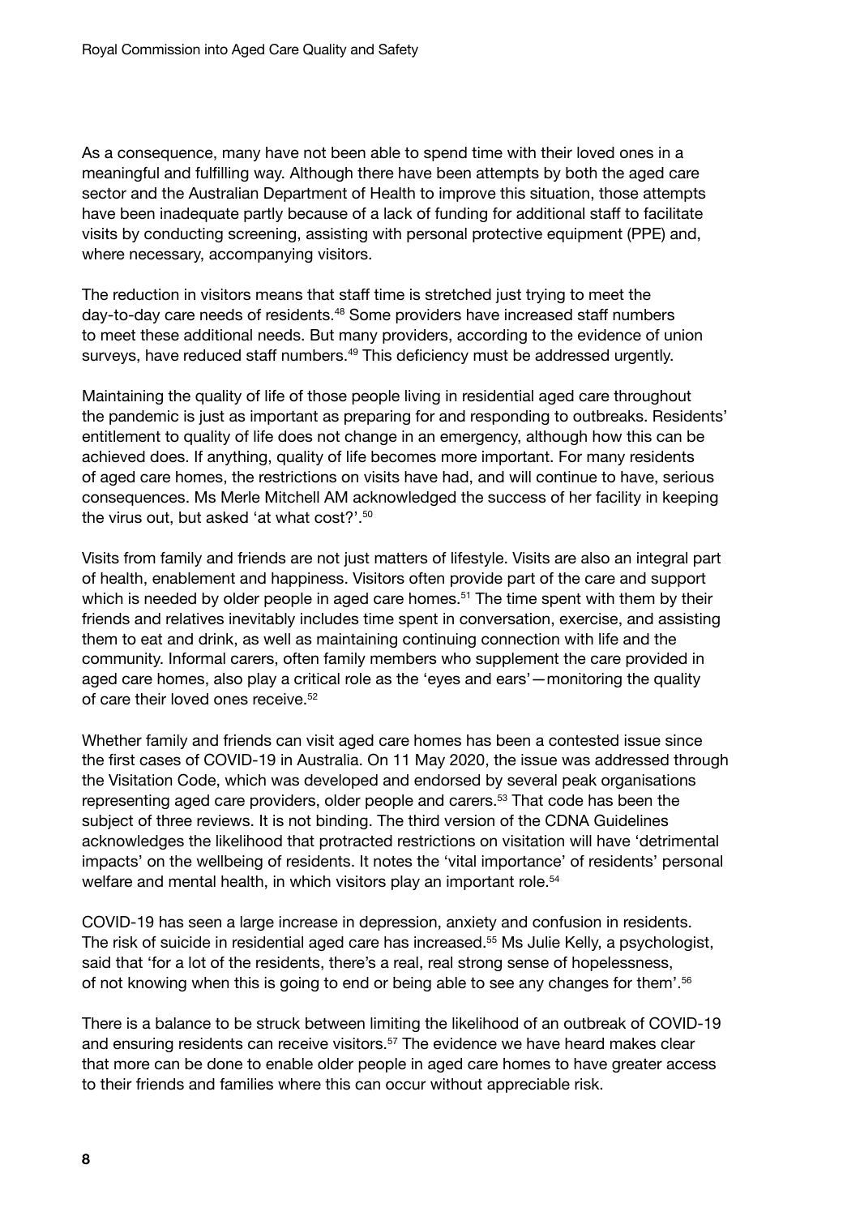As a consequence, many have not been able to spend time with their loved ones in a meaningful and fulfilling way. Although there have been attempts by both the aged care sector and the Australian Department of Health to improve this situation, those attempts have been inadequate partly because of a lack of funding for additional staff to facilitate visits by conducting screening, assisting with personal protective equipment (PPE) and, where necessary, accompanying visitors.

The reduction in visitors means that staff time is stretched just trying to meet the day-to-day care needs of residents.[48] Some providers have increased staff numbers to meet these additional needs. But many providers, according to the evidence of union surveys, have reduced staff numbers.[49] This deficiency must be addressed urgently.

Maintaining the quality of life of those people living in residential aged care throughout the pandemic is just as important as preparing for and responding to outbreaks. Residents' entitlement to quality of life does not change in an emergency, although how this can be achieved does. If anything, quality of life becomes more important. For many residents of aged care homes, the restrictions on visits have had, and will continue to have, serious consequences. Ms Merle Mitchell AM acknowledged the success of her facility in keeping the virus out, but asked 'at what cost?'.[50]

Visits from family and friends are not just matters of lifestyle. Visits are also an integral part of health, enablement and happiness. Visitors often provide part of the care and support which is needed by older people in aged care homes.[51] The time spent with them by their friends and relatives inevitably includes time spent in conversation, exercise, and assisting them to eat and drink, as well as maintaining continuing connection with life and the community. Informal carers, often family members who supplement the care provided in aged care homes, also play a critical role as the 'eyes and ears'—monitoring the quality of care their loved ones receive.[52]

Whether family and friends can visit aged care homes has been a contested issue since the first cases of COVID-19 in Australia. On 11 May 2020, the issue was addressed through the Visitation Code, which was developed and endorsed by several peak organisations representing aged care providers, older people and carers.[53] That code has been the subject of three reviews. It is not binding. The third version of the CDNA Guidelines acknowledges the likelihood that protracted restrictions on visitation will have 'detrimental impacts' on the wellbeing of residents. It notes the 'vital importance' of residents' personal welfare and mental health, in which visitors play an important role.[54]

COVID-19 has seen a large increase in depression, anxiety and confusion in residents. The risk of suicide in residential aged care has increased.[55] Ms Julie Kelly, a psychologist, said that 'for a lot of the residents, there's a real, real strong sense of hopelessness, of not knowing when this is going to end or being able to see any changes for them'.[56]

There is a balance to be struck between limiting the likelihood of an outbreak of COVID-19 and ensuring residents can receive visitors.[57] The evidence we have heard makes clear that more can be done to enable older people in aged care homes to have greater access to their friends and families where this can occur without appreciable risk.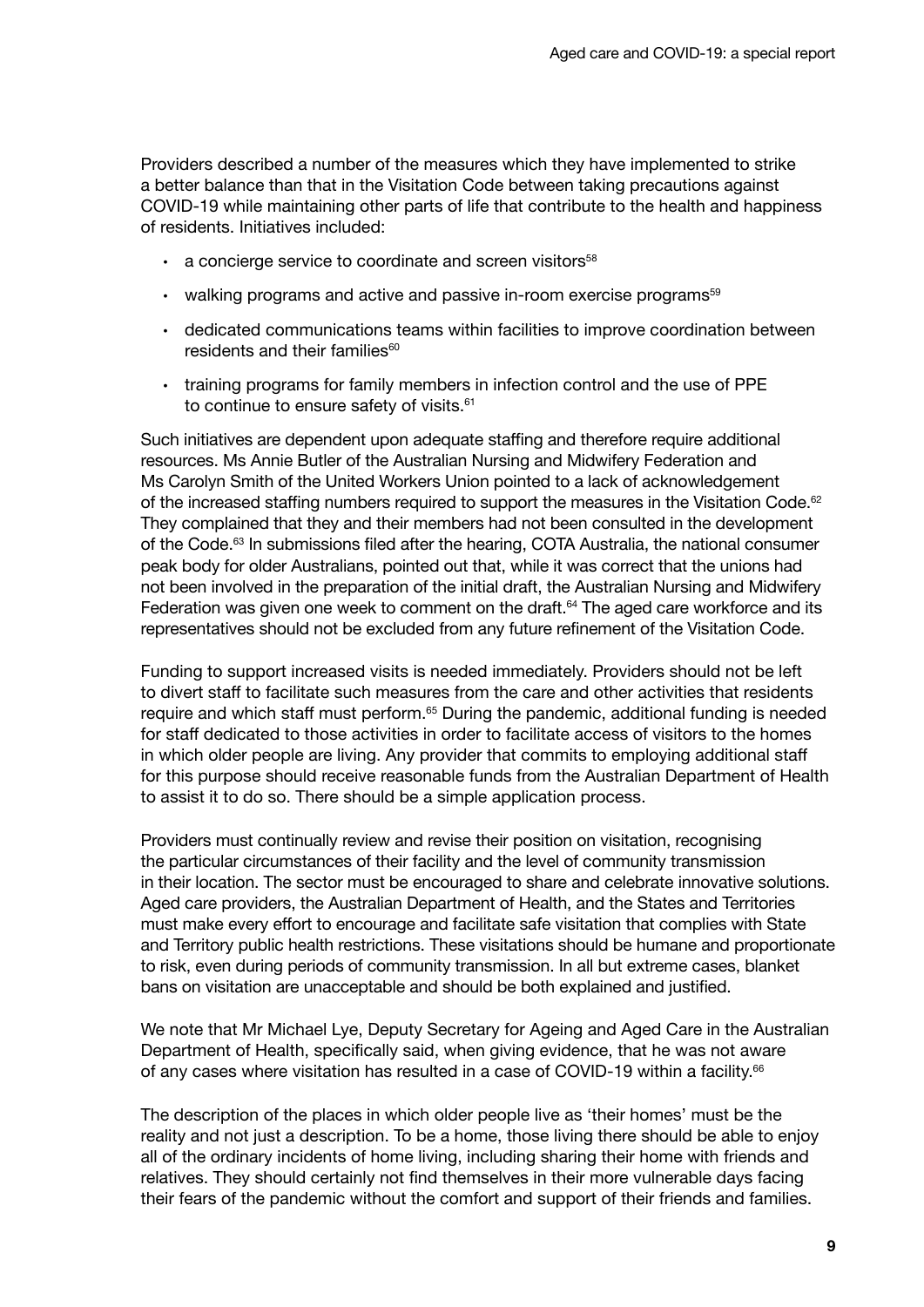Providers described a number of the measures which they have implemented to strike a better balance than that in the Visitation Code between taking precautions against COVID-19 while maintaining other parts of life that contribute to the health and happiness of residents. Initiatives included:

- a concierge service to coordinate and screen visitors[58]
- walking programs and active and passive in-room exercise programs[59]
- dedicated communications teams within facilities to improve coordination between residents and their families[60]
- training programs for family members in infection control and the use of PPE to continue to ensure safety of visits.[61]

Such initiatives are dependent upon adequate staffing and therefore require additional resources. Ms Annie Butler of the Australian Nursing and Midwifery Federation and Ms Carolyn Smith of the United Workers Union pointed to a lack of acknowledgement of the increased staffing numbers required to support the measures in the Visitation Code.[62] They complained that they and their members had not been consulted in the development of the Code.[63] In submissions filed after the hearing, COTA Australia, the national consumer peak body for older Australians, pointed out that, while it was correct that the unions had not been involved in the preparation of the initial draft, the Australian Nursing and Midwifery Federation was given one week to comment on the draft.[64] The aged care workforce and its representatives should not be excluded from any future refinement of the Visitation Code.

Funding to support increased visits is needed immediately. Providers should not be left to divert staff to facilitate such measures from the care and other activities that residents require and which staff must perform.[65] During the pandemic, additional funding is needed for staff dedicated to those activities in order to facilitate access of visitors to the homes in which older people are living. Any provider that commits to employing additional staff for this purpose should receive reasonable funds from the Australian Department of Health to assist it to do so. There should be a simple application process.

Providers must continually review and revise their position on visitation, recognising the particular circumstances of their facility and the level of community transmission in their location. The sector must be encouraged to share and celebrate innovative solutions. Aged care providers, the Australian Department of Health, and the States and Territories must make every effort to encourage and facilitate safe visitation that complies with State and Territory public health restrictions. These visitations should be humane and proportionate to risk, even during periods of community transmission. In all but extreme cases, blanket bans on visitation are unacceptable and should be both explained and justified.

We note that Mr Michael Lye, Deputy Secretary for Ageing and Aged Care in the Australian Department of Health, specifically said, when giving evidence, that he was not aware of any cases where visitation has resulted in a case of COVID-19 within a facility.[66]

The description of the places in which older people live as 'their homes' must be the reality and not just a description. To be a home, those living there should be able to enjoy all of the ordinary incidents of home living, including sharing their home with friends and relatives. They should certainly not find themselves in their more vulnerable days facing their fears of the pandemic without the comfort and support of their friends and families.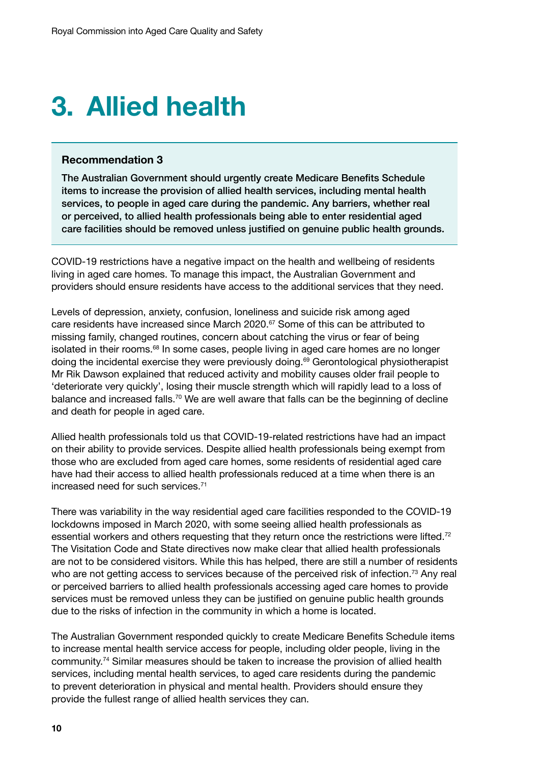# 3. Allied health

**Recommendation 3**

**The Australian Government should urgently create Medicare Benefits Schedule items to increase the provision of allied health services, including mental health services, to people in aged care during the pandemic. Any barriers, whether real or perceived, to allied health professionals being able to enter residential aged care facilities should be removed unless justified on genuine public health grounds.**

COVID-19 restrictions have a negative impact on the health and wellbeing of residents living in aged care homes. To manage this impact, the Australian Government and providers should ensure residents have access to the additional services that they need.

Levels of depression, anxiety, confusion, loneliness and suicide risk among aged care residents have increased since March 2020.[67] Some of this can be attributed to missing family, changed routines, concern about catching the virus or fear of being isolated in their rooms.[68] In some cases, people living in aged care homes are no longer doing the incidental exercise they were previously doing.[69] Gerontological physiotherapist Mr Rik Dawson explained that reduced activity and mobility causes older frail people to 'deteriorate very quickly', losing their muscle strength which will rapidly lead to a loss of balance and increased falls.[70] We are well aware that falls can be the beginning of decline and death for people in aged care.

Allied health professionals told us that COVID-19-related restrictions have had an impact on their ability to provide services. Despite allied health professionals being exempt from those who are excluded from aged care homes, some residents of residential aged care have had their access to allied health professionals reduced at a time when there is an increased need for such services.[71]

There was variability in the way residential aged care facilities responded to the COVID-19 lockdowns imposed in March 2020, with some seeing allied health professionals as essential workers and others requesting that they return once the restrictions were lifted.[72] The Visitation Code and State directives now make clear that allied health professionals are not to be considered visitors. While this has helped, there are still a number of residents who are not getting access to services because of the perceived risk of infection.[73] Any real or perceived barriers to allied health professionals accessing aged care homes to provide services must be removed unless they can be justified on genuine public health grounds due to the risks of infection in the community in which a home is located.

The Australian Government responded quickly to create Medicare Benefits Schedule items to increase mental health service access for people, including older people, living in the community.[74] Similar measures should be taken to increase the provision of allied health services, including mental health services, to aged care residents during the pandemic to prevent deterioration in physical and mental health. Providers should ensure they provide the fullest range of allied health services they can.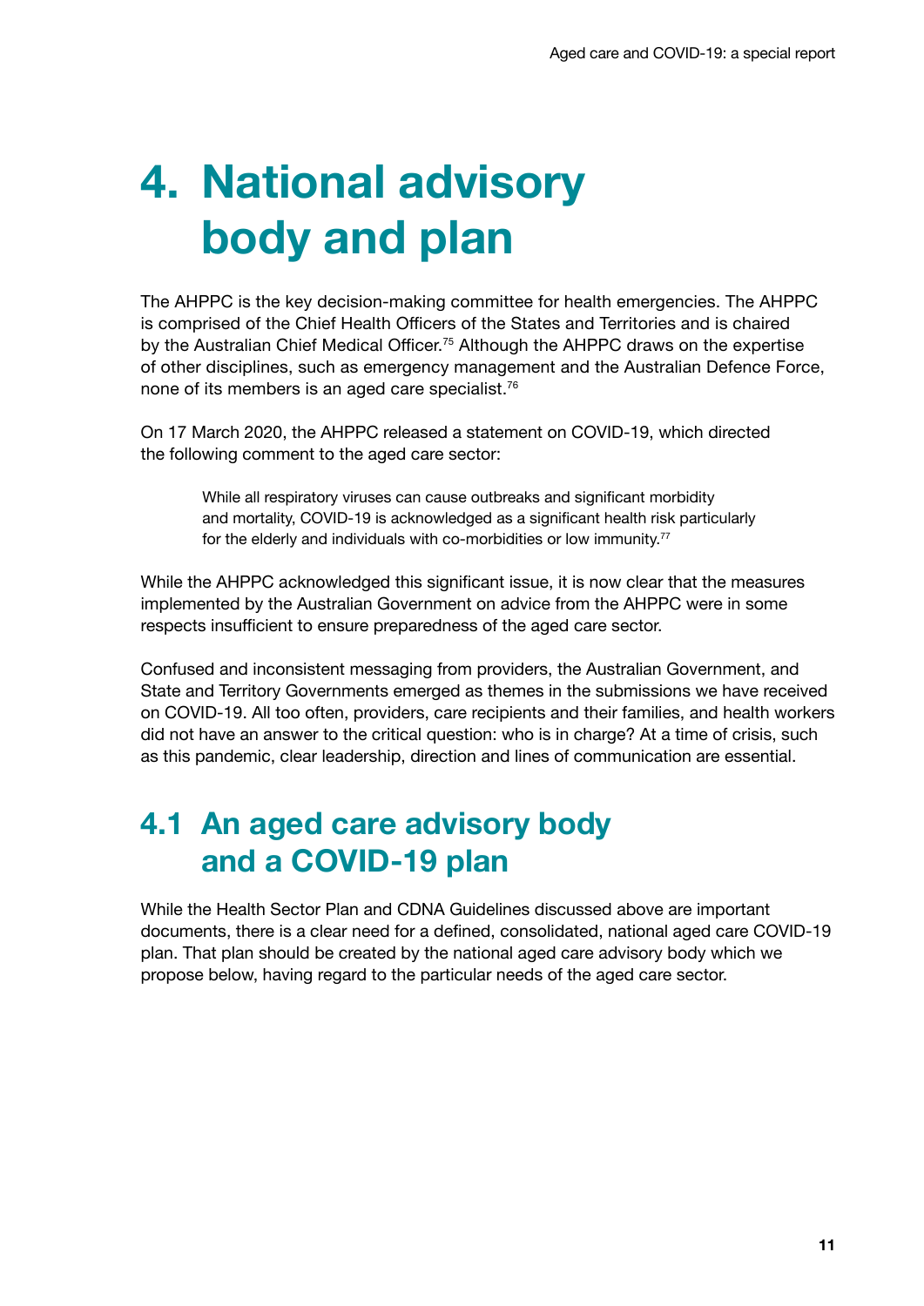# 4. National advisory body and plan

The AHPPC is the key decision-making committee for health emergencies. The AHPPC is comprised of the Chief Health Officers of the States and Territories and is chaired by the Australian Chief Medical Officer.[75] Although the AHPPC draws on the expertise of other disciplines, such as emergency management and the Australian Defence Force, none of its members is an aged care specialist.[76]

On 17 March 2020, the AHPPC released a statement on COVID-19, which directed the following comment to the aged care sector:

> While all respiratory viruses can cause outbreaks and significant morbidity and mortality, COVID-19 is acknowledged as a significant health risk particularly for the elderly and individuals with co-morbidities or low immunity.[77]

While the AHPPC acknowledged this significant issue, it is now clear that the measures implemented by the Australian Government on advice from the AHPPC were in some respects insufficient to ensure preparedness of the aged care sector.

Confused and inconsistent messaging from providers, the Australian Government, and State and Territory Governments emerged as themes in the submissions we have received on COVID-19. All too often, providers, care recipients and their families, and health workers did not have an answer to the critical question: who is in charge? At a time of crisis, such as this pandemic, clear leadership, direction and lines of communication are essential.

## 4.1 An aged care advisory body and a COVID-19 plan

While the Health Sector Plan and CDNA Guidelines discussed above are important documents, there is a clear need for a defined, consolidated, national aged care COVID-19 plan. That plan should be created by the national aged care advisory body which we propose below, having regard to the particular needs of the aged care sector.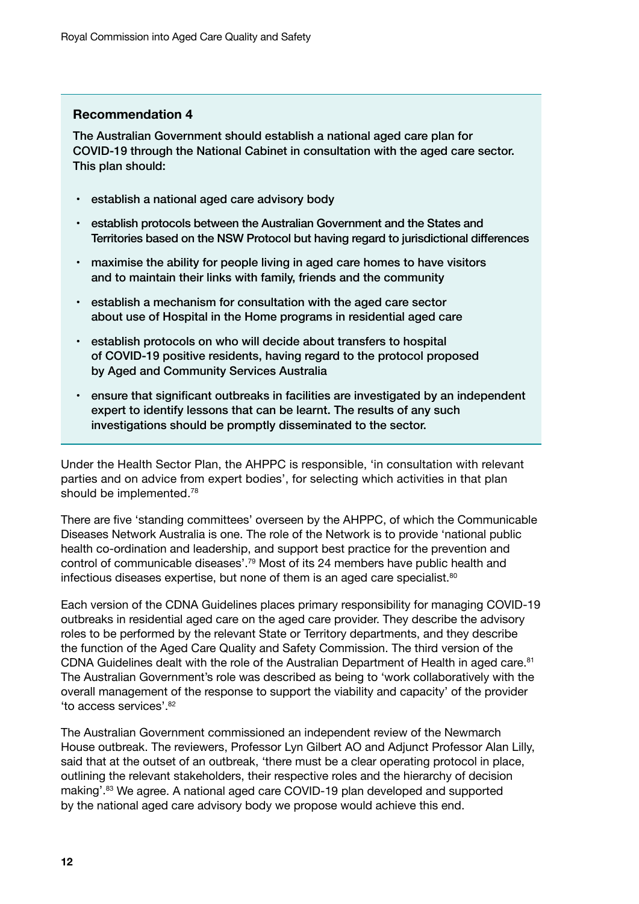### Recommendation 4

**The Australian Government should establish a national aged care plan for COVID-19 through the National Cabinet in consultation with the aged care sector. This plan should:**

- **establish a national aged care advisory body**
- **establish protocols between the Australian Government and the States and Territories based on the NSW Protocol but having regard to jurisdictional differences**
- **maximise the ability for people living in aged care homes to have visitors and to maintain their links with family, friends and the community**
- **establish a mechanism for consultation with the aged care sector about use of Hospital in the Home programs in residential aged care**
- **establish protocols on who will decide about transfers to hospital of COVID-19 positive residents, having regard to the protocol proposed by Aged and Community Services Australia**
- **ensure that significant outbreaks in facilities are investigated by an independent expert to identify lessons that can be learnt. The results of any such investigations should be promptly disseminated to the sector.**

Under the Health Sector Plan, the AHPPC is responsible, 'in consultation with relevant parties and on advice from expert bodies', for selecting which activities in that plan should be implemented.[78]

There are five 'standing committees' overseen by the AHPPC, of which the Communicable Diseases Network Australia is one. The role of the Network is to provide 'national public health co-ordination and leadership, and support best practice for the prevention and control of communicable diseases'.[79] Most of its 24 members have public health and infectious diseases expertise, but none of them is an aged care specialist.[80]

Each version of the CDNA Guidelines places primary responsibility for managing COVID-19 outbreaks in residential aged care on the aged care provider. They describe the advisory roles to be performed by the relevant State or Territory departments, and they describe the function of the Aged Care Quality and Safety Commission. The third version of the CDNA Guidelines dealt with the role of the Australian Department of Health in aged care.[81] The Australian Government's role was described as being to 'work collaboratively with the overall management of the response to support the viability and capacity' of the provider 'to access services'.[82]

The Australian Government commissioned an independent review of the Newmarch House outbreak. The reviewers, Professor Lyn Gilbert AO and Adjunct Professor Alan Lilly, said that at the outset of an outbreak, 'there must be a clear operating protocol in place, outlining the relevant stakeholders, their respective roles and the hierarchy of decision making'.[83] We agree. A national aged care COVID-19 plan developed and supported by the national aged care advisory body we propose would achieve this end.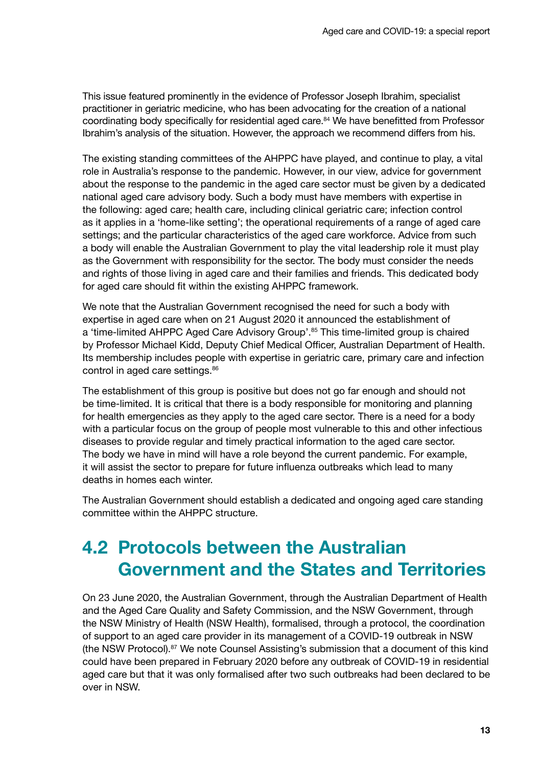This issue featured prominently in the evidence of Professor Joseph Ibrahim, specialist practitioner in geriatric medicine, who has been advocating for the creation of a national coordinating body specifically for residential aged care.[84] We have benefitted from Professor Ibrahim's analysis of the situation. However, the approach we recommend differs from his.

The existing standing committees of the AHPPC have played, and continue to play, a vital role in Australia's response to the pandemic. However, in our view, advice for government about the response to the pandemic in the aged care sector must be given by a dedicated national aged care advisory body. Such a body must have members with expertise in the following: aged care; health care, including clinical geriatric care; infection control as it applies in a 'home-like setting'; the operational requirements of a range of aged care settings; and the particular characteristics of the aged care workforce. Advice from such a body will enable the Australian Government to play the vital leadership role it must play as the Government with responsibility for the sector. The body must consider the needs and rights of those living in aged care and their families and friends. This dedicated body for aged care should fit within the existing AHPPC framework.

We note that the Australian Government recognised the need for such a body with expertise in aged care when on 21 August 2020 it announced the establishment of a 'time-limited AHPPC Aged Care Advisory Group'.[85] This time-limited group is chaired by Professor Michael Kidd, Deputy Chief Medical Officer, Australian Department of Health. Its membership includes people with expertise in geriatric care, primary care and infection control in aged care settings.[86]

The establishment of this group is positive but does not go far enough and should not be time-limited. It is critical that there is a body responsible for monitoring and planning for health emergencies as they apply to the aged care sector. There is a need for a body with a particular focus on the group of people most vulnerable to this and other infectious diseases to provide regular and timely practical information to the aged care sector. The body we have in mind will have a role beyond the current pandemic. For example, it will assist the sector to prepare for future influenza outbreaks which lead to many deaths in homes each winter.

The Australian Government should establish a dedicated and ongoing aged care standing committee within the AHPPC structure.

## 4.2 Protocols between the Australian Government and the States and Territories

On 23 June 2020, the Australian Government, through the Australian Department of Health and the Aged Care Quality and Safety Commission, and the NSW Government, through the NSW Ministry of Health (NSW Health), formalised, through a protocol, the coordination of support to an aged care provider in its management of a COVID-19 outbreak in NSW (the NSW Protocol).[87] We note Counsel Assisting's submission that a document of this kind could have been prepared in February 2020 before any outbreak of COVID-19 in residential aged care but that it was only formalised after two such outbreaks had been declared to be over in NSW.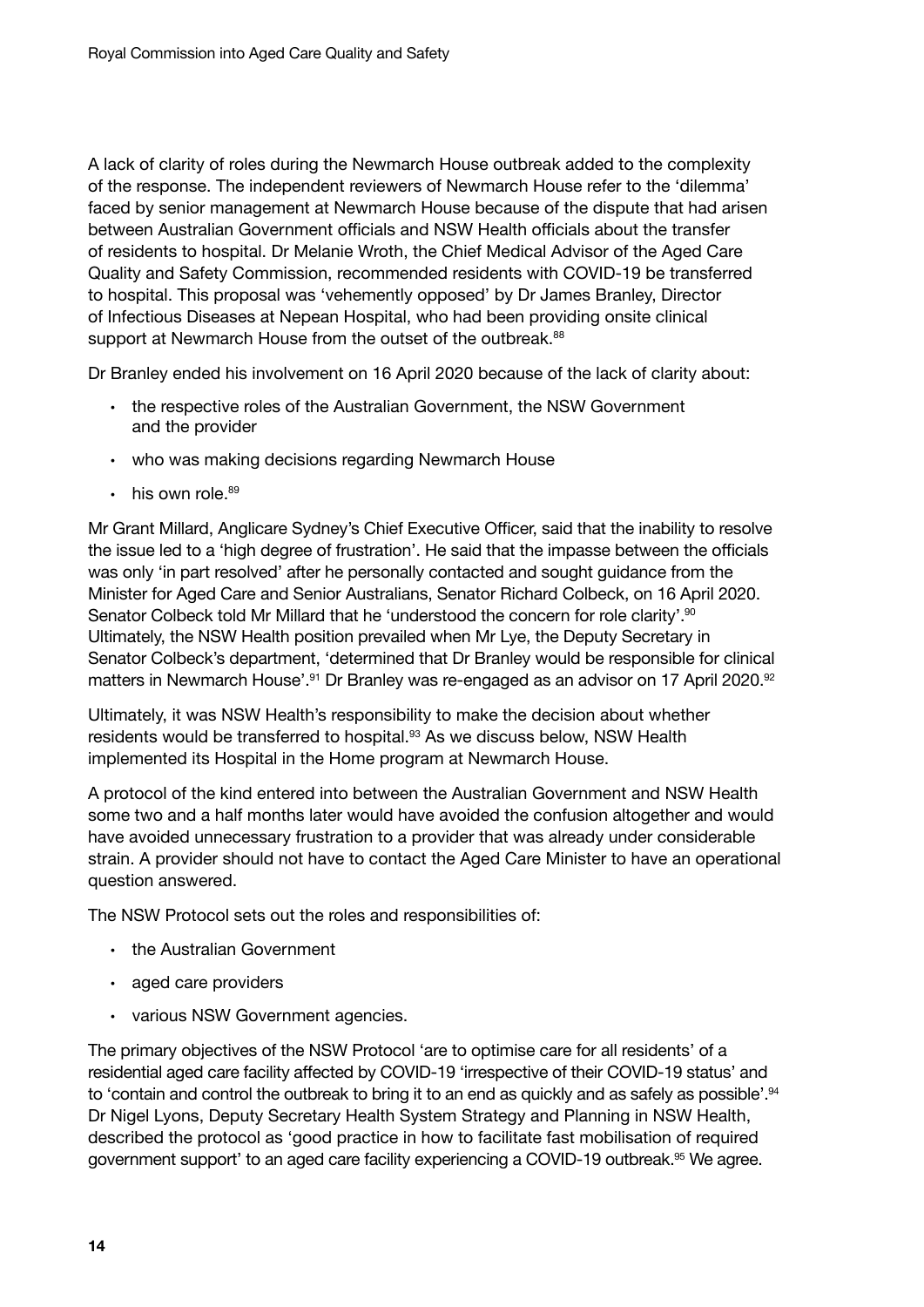A lack of clarity of roles during the Newmarch House outbreak added to the complexity of the response. The independent reviewers of Newmarch House refer to the 'dilemma' faced by senior management at Newmarch House because of the dispute that had arisen between Australian Government officials and NSW Health officials about the transfer of residents to hospital. Dr Melanie Wroth, the Chief Medical Advisor of the Aged Care Quality and Safety Commission, recommended residents with COVID-19 be transferred to hospital. This proposal was 'vehemently opposed' by Dr James Branley, Director of Infectious Diseases at Nepean Hospital, who had been providing onsite clinical support at Newmarch House from the outset of the outbreak.[88]

Dr Branley ended his involvement on 16 April 2020 because of the lack of clarity about:

- the respective roles of the Australian Government, the NSW Government and the provider
- who was making decisions regarding Newmarch House
- his own role.[89]

Mr Grant Millard, Anglicare Sydney's Chief Executive Officer, said that the inability to resolve the issue led to a 'high degree of frustration'. He said that the impasse between the officials was only 'in part resolved' after he personally contacted and sought guidance from the Minister for Aged Care and Senior Australians, Senator Richard Colbeck, on 16 April 2020. Senator Colbeck told Mr Millard that he 'understood the concern for role clarity'.[90] Ultimately, the NSW Health position prevailed when Mr Lye, the Deputy Secretary in Senator Colbeck's department, 'determined that Dr Branley would be responsible for clinical matters in Newmarch House'.[91] Dr Branley was re-engaged as an advisor on 17 April 2020.[92]

Ultimately, it was NSW Health's responsibility to make the decision about whether residents would be transferred to hospital.[93] As we discuss below, NSW Health implemented its Hospital in the Home program at Newmarch House.

A protocol of the kind entered into between the Australian Government and NSW Health some two and a half months later would have avoided the confusion altogether and would have avoided unnecessary frustration to a provider that was already under considerable strain. A provider should not have to contact the Aged Care Minister to have an operational question answered.

The NSW Protocol sets out the roles and responsibilities of:

- the Australian Government
- aged care providers
- various NSW Government agencies.

The primary objectives of the NSW Protocol 'are to optimise care for all residents' of a residential aged care facility affected by COVID-19 'irrespective of their COVID-19 status' and to 'contain and control the outbreak to bring it to an end as quickly and as safely as possible'.[94] Dr Nigel Lyons, Deputy Secretary Health System Strategy and Planning in NSW Health, described the protocol as 'good practice in how to facilitate fast mobilisation of required government support' to an aged care facility experiencing a COVID-19 outbreak.[95] We agree.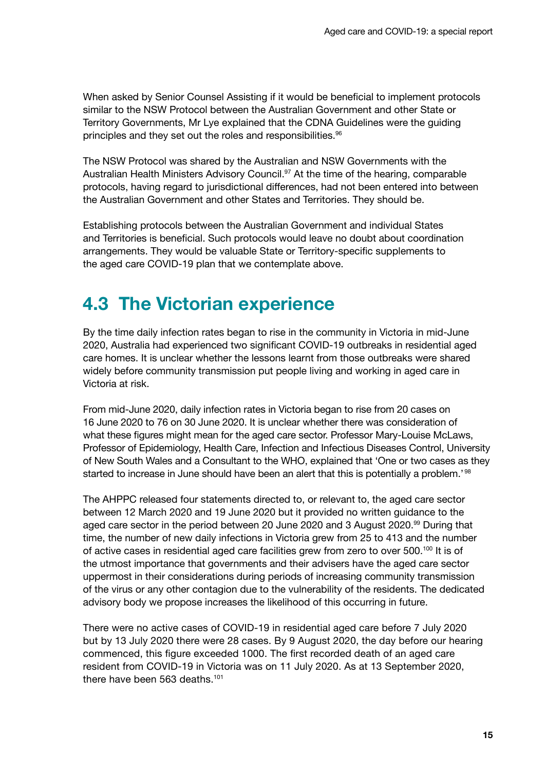When asked by Senior Counsel Assisting if it would be beneficial to implement protocols similar to the NSW Protocol between the Australian Government and other State or Territory Governments, Mr Lye explained that the CDNA Guidelines were the guiding principles and they set out the roles and responsibilities.[96]

The NSW Protocol was shared by the Australian and NSW Governments with the Australian Health Ministers Advisory Council.[97] At the time of the hearing, comparable protocols, having regard to jurisdictional differences, had not been entered into between the Australian Government and other States and Territories. They should be.

Establishing protocols between the Australian Government and individual States and Territories is beneficial. Such protocols would leave no doubt about coordination arrangements. They would be valuable State or Territory-specific supplements to the aged care COVID-19 plan that we contemplate above.

## 4.3 The Victorian experience

By the time daily infection rates began to rise in the community in Victoria in mid-June 2020, Australia had experienced two significant COVID-19 outbreaks in residential aged care homes. It is unclear whether the lessons learnt from those outbreaks were shared widely before community transmission put people living and working in aged care in Victoria at risk.

From mid-June 2020, daily infection rates in Victoria began to rise from 20 cases on 16 June 2020 to 76 on 30 June 2020. It is unclear whether there was consideration of what these figures might mean for the aged care sector. Professor Mary-Louise McLaws, Professor of Epidemiology, Health Care, Infection and Infectious Diseases Control, University of New South Wales and a Consultant to the WHO, explained that 'One or two cases as they started to increase in June should have been an alert that this is potentially a problem.'[98]

The AHPPC released four statements directed to, or relevant to, the aged care sector between 12 March 2020 and 19 June 2020 but it provided no written guidance to the aged care sector in the period between 20 June 2020 and 3 August 2020.[99] During that time, the number of new daily infections in Victoria grew from 25 to 413 and the number of active cases in residential aged care facilities grew from zero to over 500.[100] It is of the utmost importance that governments and their advisers have the aged care sector uppermost in their considerations during periods of increasing community transmission of the virus or any other contagion due to the vulnerability of the residents. The dedicated advisory body we propose increases the likelihood of this occurring in future.

There were no active cases of COVID-19 in residential aged care before 7 July 2020 but by 13 July 2020 there were 28 cases. By 9 August 2020, the day before our hearing commenced, this figure exceeded 1000. The first recorded death of an aged care resident from COVID-19 in Victoria was on 11 July 2020. As at 13 September 2020, there have been 563 deaths.[101]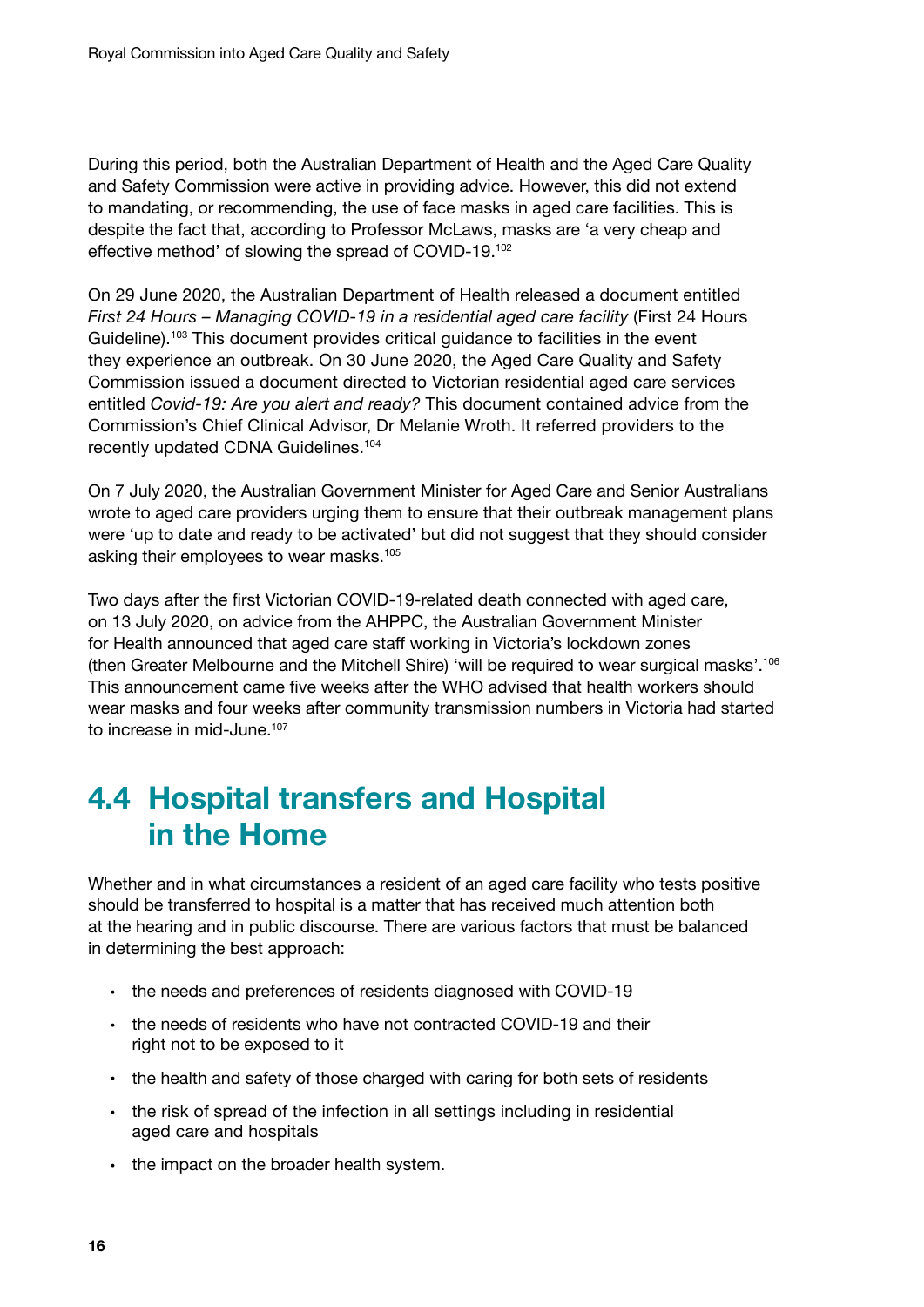During this period, both the Australian Department of Health and the Aged Care Quality and Safety Commission were active in providing advice. However, this did not extend to mandating, or recommending, the use of face masks in aged care facilities. This is despite the fact that, according to Professor McLaws, masks are 'a very cheap and effective method' of slowing the spread of COVID-19.[102]

On 29 June 2020, the Australian Department of Health released a document entitled *First 24 Hours – Managing COVID-19 in a residential aged care facility* (First 24 Hours Guideline).[103] This document provides critical guidance to facilities in the event they experience an outbreak. On 30 June 2020, the Aged Care Quality and Safety Commission issued a document directed to Victorian residential aged care services entitled *Covid-19: Are you alert and ready?* This document contained advice from the Commission's Chief Clinical Advisor, Dr Melanie Wroth. It referred providers to the recently updated CDNA Guidelines.[104]

On 7 July 2020, the Australian Government Minister for Aged Care and Senior Australians wrote to aged care providers urging them to ensure that their outbreak management plans were 'up to date and ready to be activated' but did not suggest that they should consider asking their employees to wear masks.[105]

Two days after the first Victorian COVID-19-related death connected with aged care, on 13 July 2020, on advice from the AHPPC, the Australian Government Minister for Health announced that aged care staff working in Victoria's lockdown zones (then Greater Melbourne and the Mitchell Shire) 'will be required to wear surgical masks'.[106] This announcement came five weeks after the WHO advised that health workers should wear masks and four weeks after community transmission numbers in Victoria had started to increase in mid-June.[107]

## 4.4 Hospital transfers and Hospital in the Home

Whether and in what circumstances a resident of an aged care facility who tests positive should be transferred to hospital is a matter that has received much attention both at the hearing and in public discourse. There are various factors that must be balanced in determining the best approach:

- the needs and preferences of residents diagnosed with COVID-19
- the needs of residents who have not contracted COVID-19 and their right not to be exposed to it
- the health and safety of those charged with caring for both sets of residents
- the risk of spread of the infection in all settings including in residential aged care and hospitals
- the impact on the broader health system.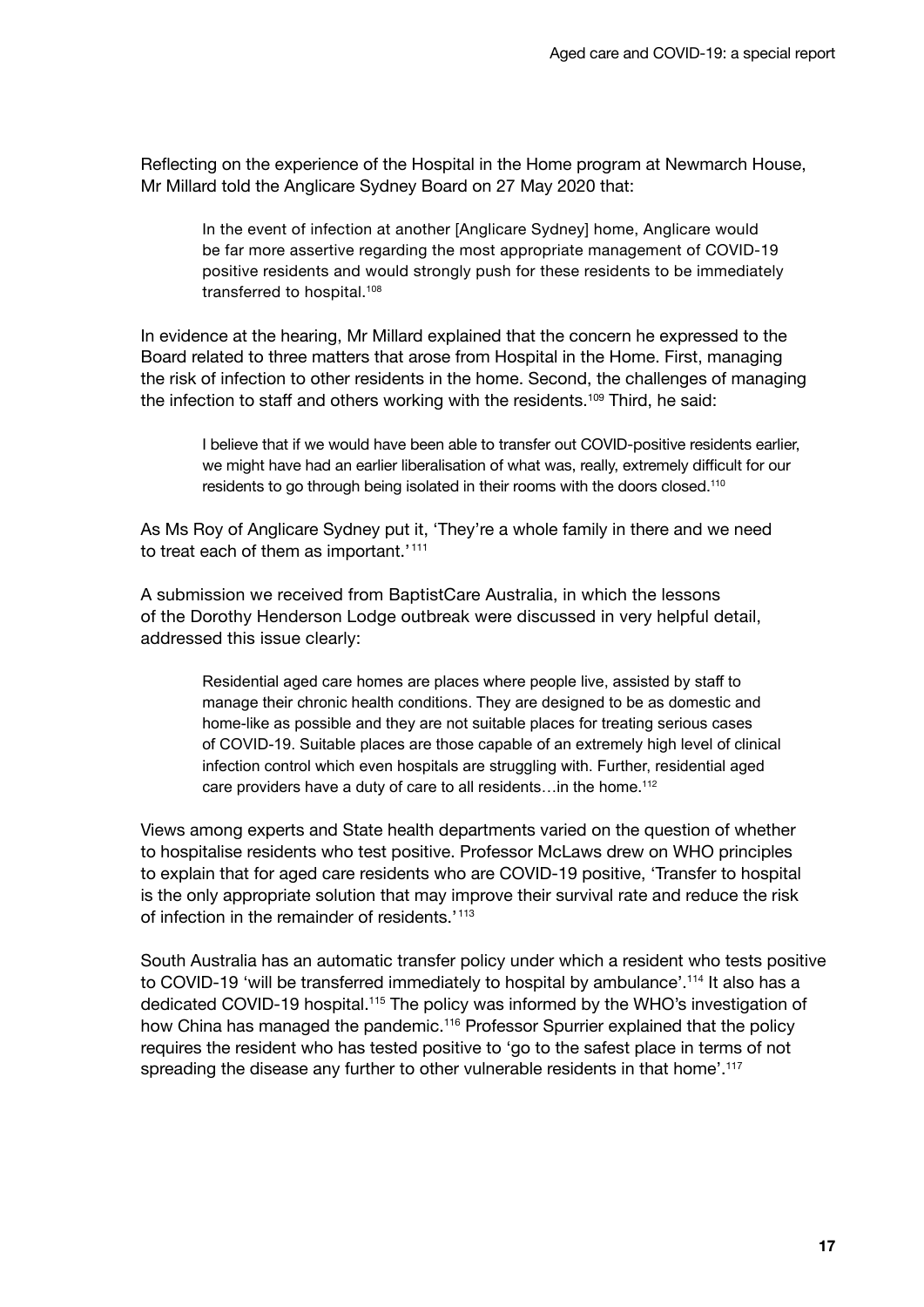Reflecting on the experience of the Hospital in the Home program at Newmarch House, Mr Millard told the Anglicare Sydney Board on 27 May 2020 that:

> In the event of infection at another [Anglicare Sydney] home, Anglicare would be far more assertive regarding the most appropriate management of COVID-19 positive residents and would strongly push for these residents to be immediately transferred to hospital.[108]

In evidence at the hearing, Mr Millard explained that the concern he expressed to the Board related to three matters that arose from Hospital in the Home. First, managing the risk of infection to other residents in the home. Second, the challenges of managing the infection to staff and others working with the residents.[109] Third, he said:

> I believe that if we would have been able to transfer out COVID-positive residents earlier, we might have had an earlier liberalisation of what was, really, extremely difficult for our residents to go through being isolated in their rooms with the doors closed.[110]

As Ms Roy of Anglicare Sydney put it, 'They're a whole family in there and we need to treat each of them as important.'[111]

A submission we received from BaptistCare Australia, in which the lessons of the Dorothy Henderson Lodge outbreak were discussed in very helpful detail, addressed this issue clearly:

> Residential aged care homes are places where people live, assisted by staff to manage their chronic health conditions. They are designed to be as domestic and home-like as possible and they are not suitable places for treating serious cases of COVID-19. Suitable places are those capable of an extremely high level of clinical infection control which even hospitals are struggling with. Further, residential aged care providers have a duty of care to all residents…in the home.[112]

Views among experts and State health departments varied on the question of whether to hospitalise residents who test positive. Professor McLaws drew on WHO principles to explain that for aged care residents who are COVID-19 positive, 'Transfer to hospital is the only appropriate solution that may improve their survival rate and reduce the risk of infection in the remainder of residents.'[113]

South Australia has an automatic transfer policy under which a resident who tests positive to COVID-19 'will be transferred immediately to hospital by ambulance'.[114] It also has a dedicated COVID-19 hospital.[115] The policy was informed by the WHO's investigation of how China has managed the pandemic.[116] Professor Spurrier explained that the policy requires the resident who has tested positive to 'go to the safest place in terms of not spreading the disease any further to other vulnerable residents in that home'.[117]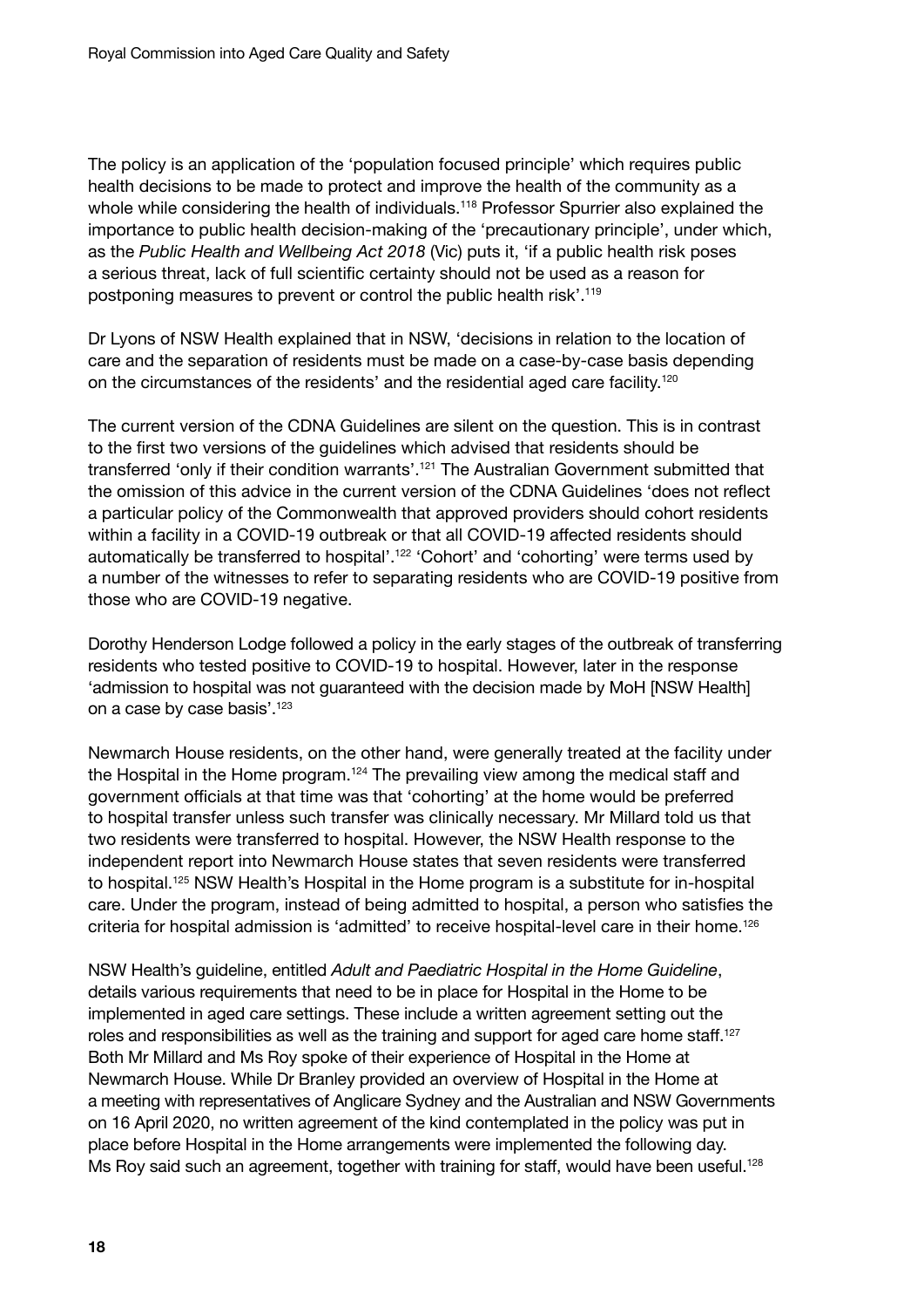The policy is an application of the 'population focused principle' which requires public health decisions to be made to protect and improve the health of the community as a whole while considering the health of individuals.[118] Professor Spurrier also explained the importance to public health decision-making of the 'precautionary principle', under which, as the *Public Health and Wellbeing Act 2018* (Vic) puts it, 'if a public health risk poses a serious threat, lack of full scientific certainty should not be used as a reason for postponing measures to prevent or control the public health risk'.[119]

Dr Lyons of NSW Health explained that in NSW, 'decisions in relation to the location of care and the separation of residents must be made on a case-by-case basis depending on the circumstances of the residents' and the residential aged care facility.[120]

The current version of the CDNA Guidelines are silent on the question. This is in contrast to the first two versions of the guidelines which advised that residents should be transferred 'only if their condition warrants'.[121] The Australian Government submitted that the omission of this advice in the current version of the CDNA Guidelines 'does not reflect a particular policy of the Commonwealth that approved providers should cohort residents within a facility in a COVID-19 outbreak or that all COVID-19 affected residents should automatically be transferred to hospital'.[122] 'Cohort' and 'cohorting' were terms used by a number of the witnesses to refer to separating residents who are COVID-19 positive from those who are COVID-19 negative.

Dorothy Henderson Lodge followed a policy in the early stages of the outbreak of transferring residents who tested positive to COVID-19 to hospital. However, later in the response 'admission to hospital was not guaranteed with the decision made by MoH [NSW Health] on a case by case basis'.[123]

Newmarch House residents, on the other hand, were generally treated at the facility under the Hospital in the Home program.[124] The prevailing view among the medical staff and government officials at that time was that 'cohorting' at the home would be preferred to hospital transfer unless such transfer was clinically necessary. Mr Millard told us that two residents were transferred to hospital. However, the NSW Health response to the independent report into Newmarch House states that seven residents were transferred to hospital.[125] NSW Health's Hospital in the Home program is a substitute for in-hospital care. Under the program, instead of being admitted to hospital, a person who satisfies the criteria for hospital admission is 'admitted' to receive hospital-level care in their home.[126]

NSW Health's guideline, entitled *Adult and Paediatric Hospital in the Home Guideline*, details various requirements that need to be in place for Hospital in the Home to be implemented in aged care settings. These include a written agreement setting out the roles and responsibilities as well as the training and support for aged care home staff.[127] Both Mr Millard and Ms Roy spoke of their experience of Hospital in the Home at Newmarch House. While Dr Branley provided an overview of Hospital in the Home at a meeting with representatives of Anglicare Sydney and the Australian and NSW Governments on 16 April 2020, no written agreement of the kind contemplated in the policy was put in place before Hospital in the Home arrangements were implemented the following day. Ms Roy said such an agreement, together with training for staff, would have been useful.[128]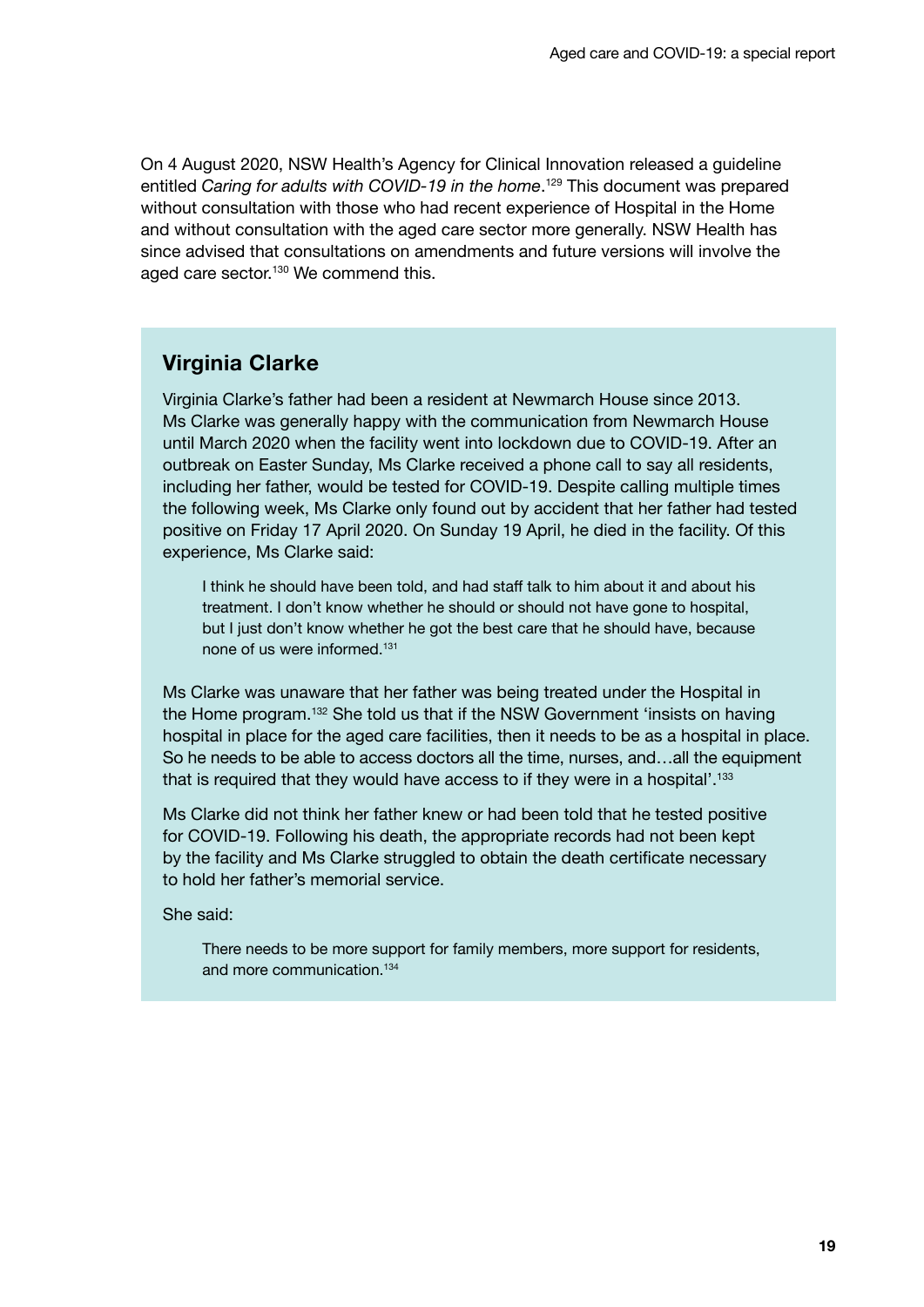On 4 August 2020, NSW Health's Agency for Clinical Innovation released a guideline entitled *Caring for adults with COVID-19 in the home*.[129] This document was prepared without consultation with those who had recent experience of Hospital in the Home and without consultation with the aged care sector more generally. NSW Health has since advised that consultations on amendments and future versions will involve the aged care sector.[130] We commend this.

## Virginia Clarke

Virginia Clarke's father had been a resident at Newmarch House since 2013. Ms Clarke was generally happy with the communication from Newmarch House until March 2020 when the facility went into lockdown due to COVID-19. After an outbreak on Easter Sunday, Ms Clarke received a phone call to say all residents, including her father, would be tested for COVID-19. Despite calling multiple times the following week, Ms Clarke only found out by accident that her father had tested positive on Friday 17 April 2020. On Sunday 19 April, he died in the facility. Of this experience, Ms Clarke said:

> I think he should have been told, and had staff talk to him about it and about his treatment. I don't know whether he should or should not have gone to hospital, but I just don't know whether he got the best care that he should have, because none of us were informed.[131]

Ms Clarke was unaware that her father was being treated under the Hospital in the Home program.[132] She told us that if the NSW Government 'insists on having hospital in place for the aged care facilities, then it needs to be as a hospital in place. So he needs to be able to access doctors all the time, nurses, and…all the equipment that is required that they would have access to if they were in a hospital'.[133]

Ms Clarke did not think her father knew or had been told that he tested positive for COVID-19. Following his death, the appropriate records had not been kept by the facility and Ms Clarke struggled to obtain the death certificate necessary to hold her father's memorial service.

She said:

> There needs to be more support for family members, more support for residents, and more communication.[134]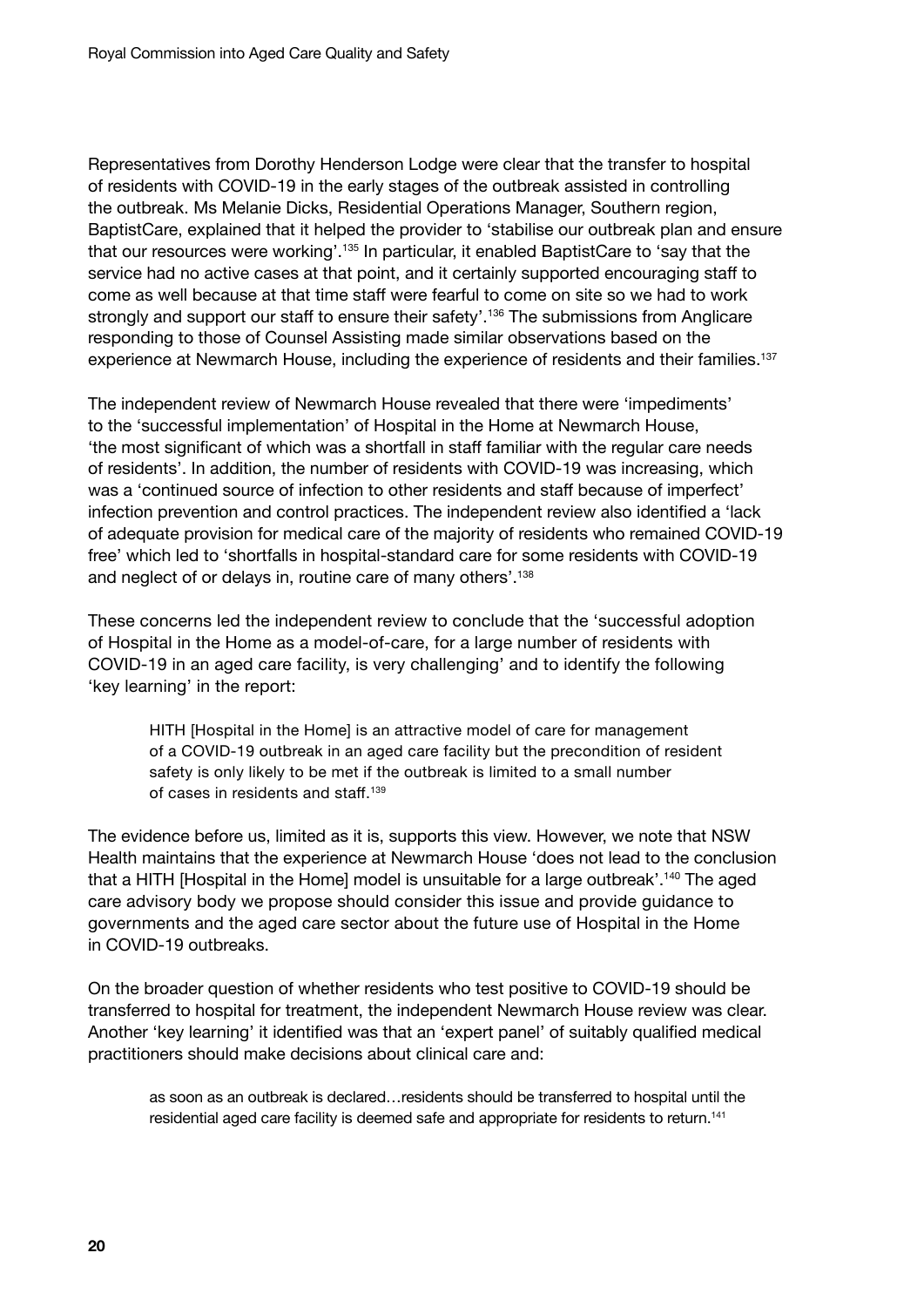Representatives from Dorothy Henderson Lodge were clear that the transfer to hospital of residents with COVID-19 in the early stages of the outbreak assisted in controlling the outbreak. Ms Melanie Dicks, Residential Operations Manager, Southern region, BaptistCare, explained that it helped the provider to 'stabilise our outbreak plan and ensure that our resources were working'.[135] In particular, it enabled BaptistCare to 'say that the service had no active cases at that point, and it certainly supported encouraging staff to come as well because at that time staff were fearful to come on site so we had to work strongly and support our staff to ensure their safety'.[136] The submissions from Anglicare responding to those of Counsel Assisting made similar observations based on the experience at Newmarch House, including the experience of residents and their families.[137]

The independent review of Newmarch House revealed that there were 'impediments' to the 'successful implementation' of Hospital in the Home at Newmarch House, 'the most significant of which was a shortfall in staff familiar with the regular care needs of residents'. In addition, the number of residents with COVID-19 was increasing, which was a 'continued source of infection to other residents and staff because of imperfect' infection prevention and control practices. The independent review also identified a 'lack of adequate provision for medical care of the majority of residents who remained COVID-19 free' which led to 'shortfalls in hospital-standard care for some residents with COVID-19 and neglect of or delays in, routine care of many others'.[138]

These concerns led the independent review to conclude that the 'successful adoption of Hospital in the Home as a model-of-care, for a large number of residents with COVID-19 in an aged care facility, is very challenging' and to identify the following 'key learning' in the report:

> HITH [Hospital in the Home] is an attractive model of care for management of a COVID-19 outbreak in an aged care facility but the precondition of resident safety is only likely to be met if the outbreak is limited to a small number of cases in residents and staff.[139]

The evidence before us, limited as it is, supports this view. However, we note that NSW Health maintains that the experience at Newmarch House 'does not lead to the conclusion that a HITH [Hospital in the Home] model is unsuitable for a large outbreak'.[140] The aged care advisory body we propose should consider this issue and provide guidance to governments and the aged care sector about the future use of Hospital in the Home in COVID-19 outbreaks.

On the broader question of whether residents who test positive to COVID-19 should be transferred to hospital for treatment, the independent Newmarch House review was clear. Another 'key learning' it identified was that an 'expert panel' of suitably qualified medical practitioners should make decisions about clinical care and:

> as soon as an outbreak is declared…residents should be transferred to hospital until the residential aged care facility is deemed safe and appropriate for residents to return.[141]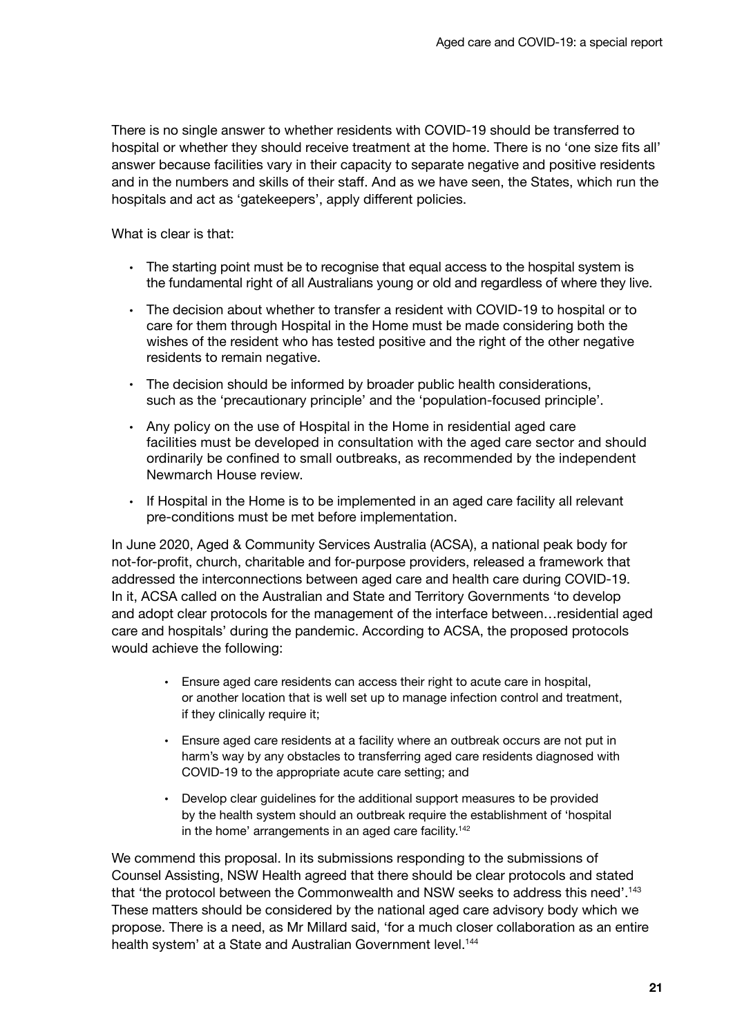There is no single answer to whether residents with COVID-19 should be transferred to hospital or whether they should receive treatment at the home. There is no 'one size fits all' answer because facilities vary in their capacity to separate negative and positive residents and in the numbers and skills of their staff. And as we have seen, the States, which run the hospitals and act as 'gatekeepers', apply different policies.

What is clear is that:

- The starting point must be to recognise that equal access to the hospital system is the fundamental right of all Australians young or old and regardless of where they live.
- The decision about whether to transfer a resident with COVID-19 to hospital or to care for them through Hospital in the Home must be made considering both the wishes of the resident who has tested positive and the right of the other negative residents to remain negative.
- The decision should be informed by broader public health considerations, such as the 'precautionary principle' and the 'population-focused principle'.
- Any policy on the use of Hospital in the Home in residential aged care facilities must be developed in consultation with the aged care sector and should ordinarily be confined to small outbreaks, as recommended by the independent Newmarch House review.
- If Hospital in the Home is to be implemented in an aged care facility all relevant pre-conditions must be met before implementation.

In June 2020, Aged & Community Services Australia (ACSA), a national peak body for not-for-profit, church, charitable and for-purpose providers, released a framework that addressed the interconnections between aged care and health care during COVID-19. In it, ACSA called on the Australian and State and Territory Governments 'to develop and adopt clear protocols for the management of the interface between…residential aged care and hospitals' during the pandemic. According to ACSA, the proposed protocols would achieve the following:

> - Ensure aged care residents can access their right to acute care in hospital, or another location that is well set up to manage infection control and treatment, if they clinically require it;
> - Ensure aged care residents at a facility where an outbreak occurs are not put in harm's way by any obstacles to transferring aged care residents diagnosed with COVID-19 to the appropriate acute care setting; and
> - Develop clear guidelines for the additional support measures to be provided by the health system should an outbreak require the establishment of 'hospital in the home' arrangements in an aged care facility.[142]

We commend this proposal. In its submissions responding to the submissions of Counsel Assisting, NSW Health agreed that there should be clear protocols and stated that 'the protocol between the Commonwealth and NSW seeks to address this need'.[143] These matters should be considered by the national aged care advisory body which we propose. There is a need, as Mr Millard said, 'for a much closer collaboration as an entire health system' at a State and Australian Government level.[144]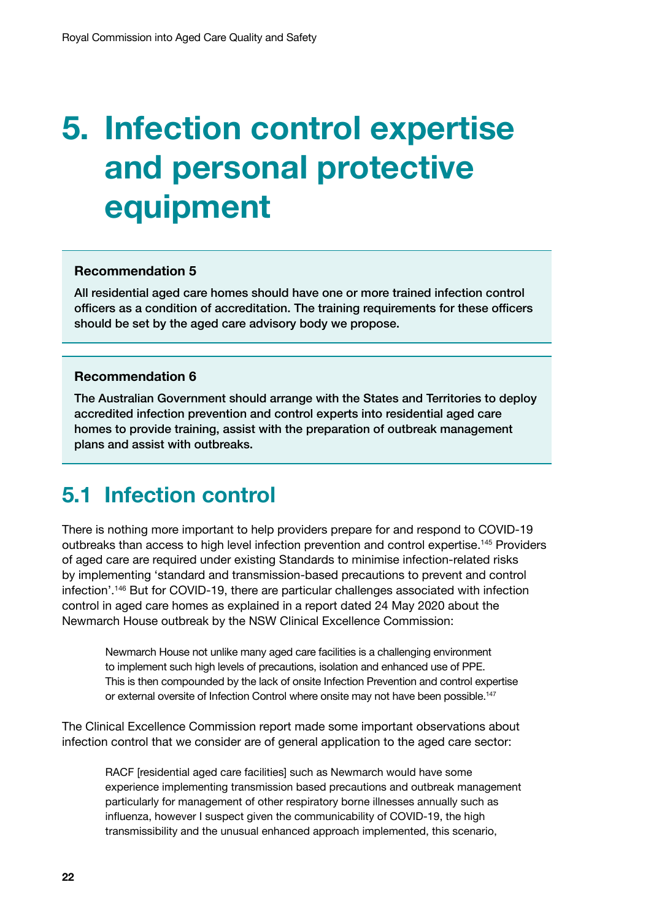# 5. Infection control expertise and personal protective equipment

> **Recommendation 5**
>
> **All residential aged care homes should have one or more trained infection control officers as a condition of accreditation. The training requirements for these officers should be set by the aged care advisory body we propose.**

> **Recommendation 6**
>
> **The Australian Government should arrange with the States and Territories to deploy accredited infection prevention and control experts into residential aged care homes to provide training, assist with the preparation of outbreak management plans and assist with outbreaks.**

## 5.1 Infection control

There is nothing more important to help providers prepare for and respond to COVID-19 outbreaks than access to high level infection prevention and control expertise.[145] Providers of aged care are required under existing Standards to minimise infection-related risks by implementing 'standard and transmission-based precautions to prevent and control infection'.[146] But for COVID-19, there are particular challenges associated with infection control in aged care homes as explained in a report dated 24 May 2020 about the Newmarch House outbreak by the NSW Clinical Excellence Commission:

> Newmarch House not unlike many aged care facilities is a challenging environment to implement such high levels of precautions, isolation and enhanced use of PPE. This is then compounded by the lack of onsite Infection Prevention and control expertise or external oversite of Infection Control where onsite may not have been possible.[147]

The Clinical Excellence Commission report made some important observations about infection control that we consider are of general application to the aged care sector:

> RACF [residential aged care facilities] such as Newmarch would have some experience implementing transmission based precautions and outbreak management particularly for management of other respiratory borne illnesses annually such as influenza, however I suspect given the communicability of COVID-19, the high transmissibility and the unusual enhanced approach implemented, this scenario,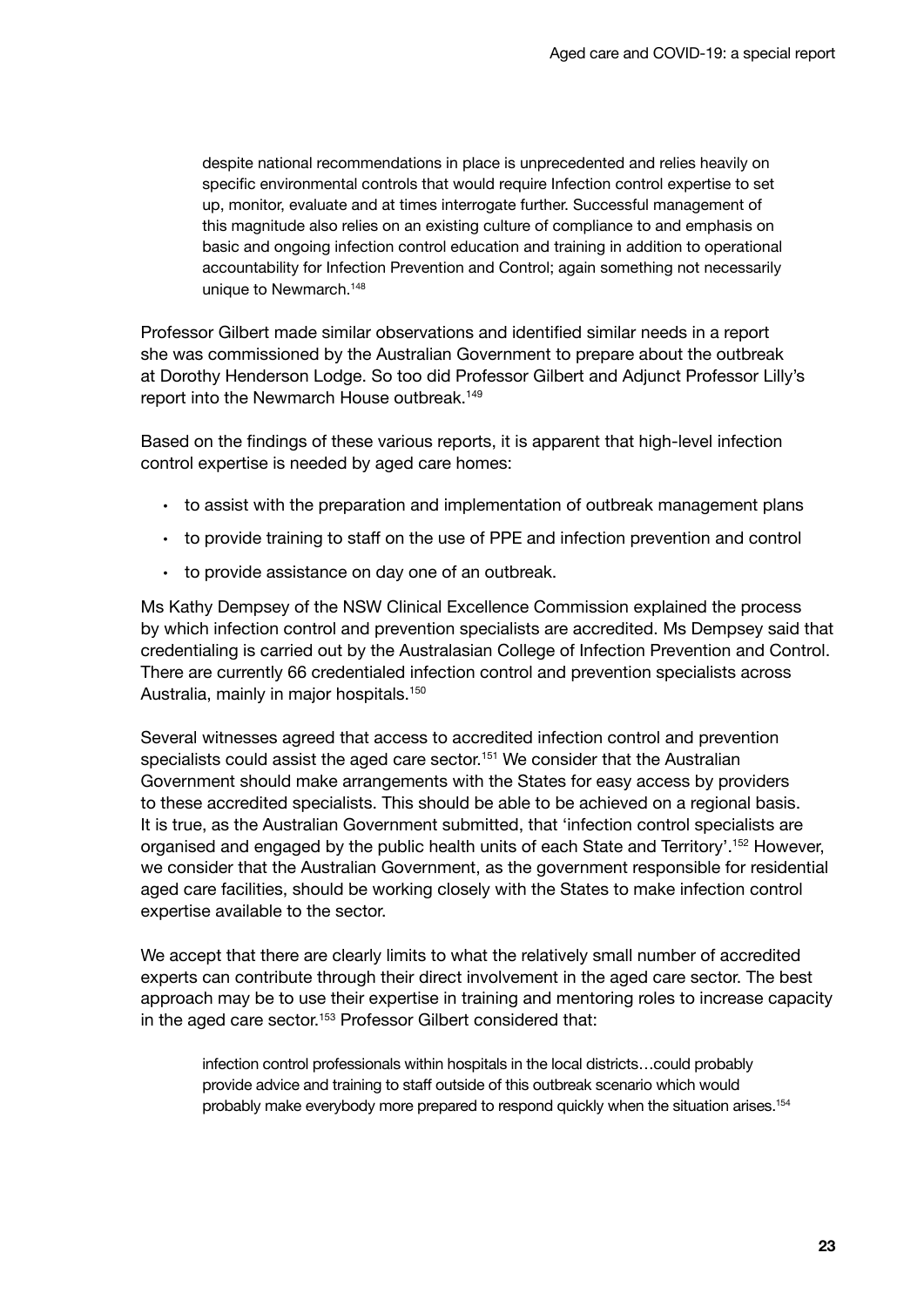> despite national recommendations in place is unprecedented and relies heavily on specific environmental controls that would require Infection control expertise to set up, monitor, evaluate and at times interrogate further. Successful management of this magnitude also relies on an existing culture of compliance to and emphasis on basic and ongoing infection control education and training in addition to operational accountability for Infection Prevention and Control; again something not necessarily unique to Newmarch.[148]

Professor Gilbert made similar observations and identified similar needs in a report she was commissioned by the Australian Government to prepare about the outbreak at Dorothy Henderson Lodge. So too did Professor Gilbert and Adjunct Professor Lilly's report into the Newmarch House outbreak.[149]

Based on the findings of these various reports, it is apparent that high-level infection control expertise is needed by aged care homes:

- to assist with the preparation and implementation of outbreak management plans
- to provide training to staff on the use of PPE and infection prevention and control
- to provide assistance on day one of an outbreak.

Ms Kathy Dempsey of the NSW Clinical Excellence Commission explained the process by which infection control and prevention specialists are accredited. Ms Dempsey said that credentialing is carried out by the Australasian College of Infection Prevention and Control. There are currently 66 credentialed infection control and prevention specialists across Australia, mainly in major hospitals.[150]

Several witnesses agreed that access to accredited infection control and prevention specialists could assist the aged care sector.[151] We consider that the Australian Government should make arrangements with the States for easy access by providers to these accredited specialists. This should be able to be achieved on a regional basis. It is true, as the Australian Government submitted, that 'infection control specialists are organised and engaged by the public health units of each State and Territory'.[152] However, we consider that the Australian Government, as the government responsible for residential aged care facilities, should be working closely with the States to make infection control expertise available to the sector.

We accept that there are clearly limits to what the relatively small number of accredited experts can contribute through their direct involvement in the aged care sector. The best approach may be to use their expertise in training and mentoring roles to increase capacity in the aged care sector.[153] Professor Gilbert considered that:

> infection control professionals within hospitals in the local districts…could probably provide advice and training to staff outside of this outbreak scenario which would probably make everybody more prepared to respond quickly when the situation arises.[154]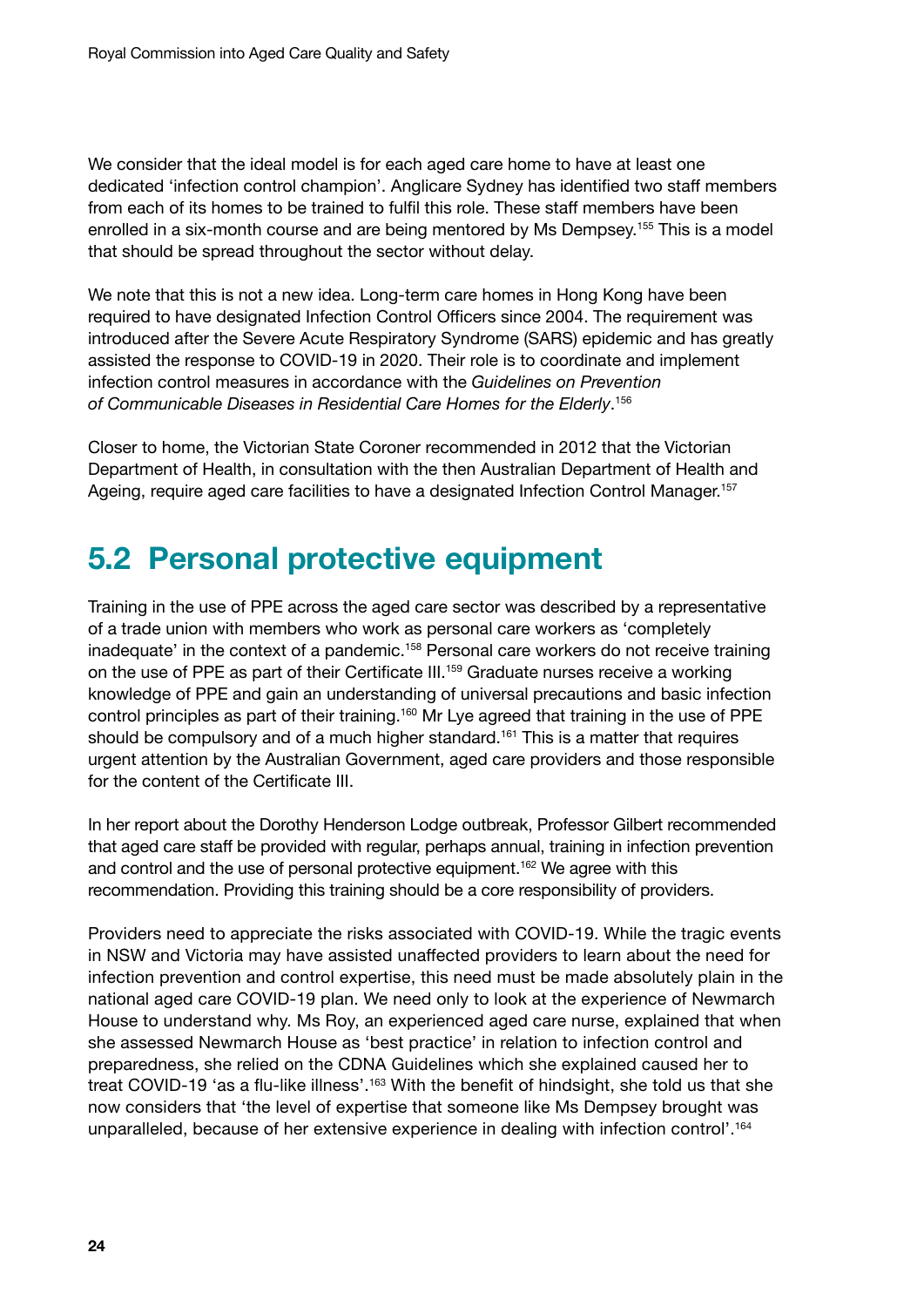We consider that the ideal model is for each aged care home to have at least one dedicated 'infection control champion'. Anglicare Sydney has identified two staff members from each of its homes to be trained to fulfil this role. These staff members have been enrolled in a six-month course and are being mentored by Ms Dempsey.[155] This is a model that should be spread throughout the sector without delay.

We note that this is not a new idea. Long-term care homes in Hong Kong have been required to have designated Infection Control Officers since 2004. The requirement was introduced after the Severe Acute Respiratory Syndrome (SARS) epidemic and has greatly assisted the response to COVID-19 in 2020. Their role is to coordinate and implement infection control measures in accordance with the *Guidelines on Prevention of Communicable Diseases in Residential Care Homes for the Elderly*.[156]

Closer to home, the Victorian State Coroner recommended in 2012 that the Victorian Department of Health, in consultation with the then Australian Department of Health and Ageing, require aged care facilities to have a designated Infection Control Manager.[157]

## 5.2 Personal protective equipment

Training in the use of PPE across the aged care sector was described by a representative of a trade union with members who work as personal care workers as 'completely inadequate' in the context of a pandemic.[158] Personal care workers do not receive training on the use of PPE as part of their Certificate III.[159] Graduate nurses receive a working knowledge of PPE and gain an understanding of universal precautions and basic infection control principles as part of their training.[160] Mr Lye agreed that training in the use of PPE should be compulsory and of a much higher standard.[161] This is a matter that requires urgent attention by the Australian Government, aged care providers and those responsible for the content of the Certificate III.

In her report about the Dorothy Henderson Lodge outbreak, Professor Gilbert recommended that aged care staff be provided with regular, perhaps annual, training in infection prevention and control and the use of personal protective equipment.[162] We agree with this recommendation. Providing this training should be a core responsibility of providers.

Providers need to appreciate the risks associated with COVID-19. While the tragic events in NSW and Victoria may have assisted unaffected providers to learn about the need for infection prevention and control expertise, this need must be made absolutely plain in the national aged care COVID-19 plan. We need only to look at the experience of Newmarch House to understand why. Ms Roy, an experienced aged care nurse, explained that when she assessed Newmarch House as 'best practice' in relation to infection control and preparedness, she relied on the CDNA Guidelines which she explained caused her to treat COVID-19 'as a flu-like illness'.[163] With the benefit of hindsight, she told us that she now considers that 'the level of expertise that someone like Ms Dempsey brought was unparalleled, because of her extensive experience in dealing with infection control'.[164]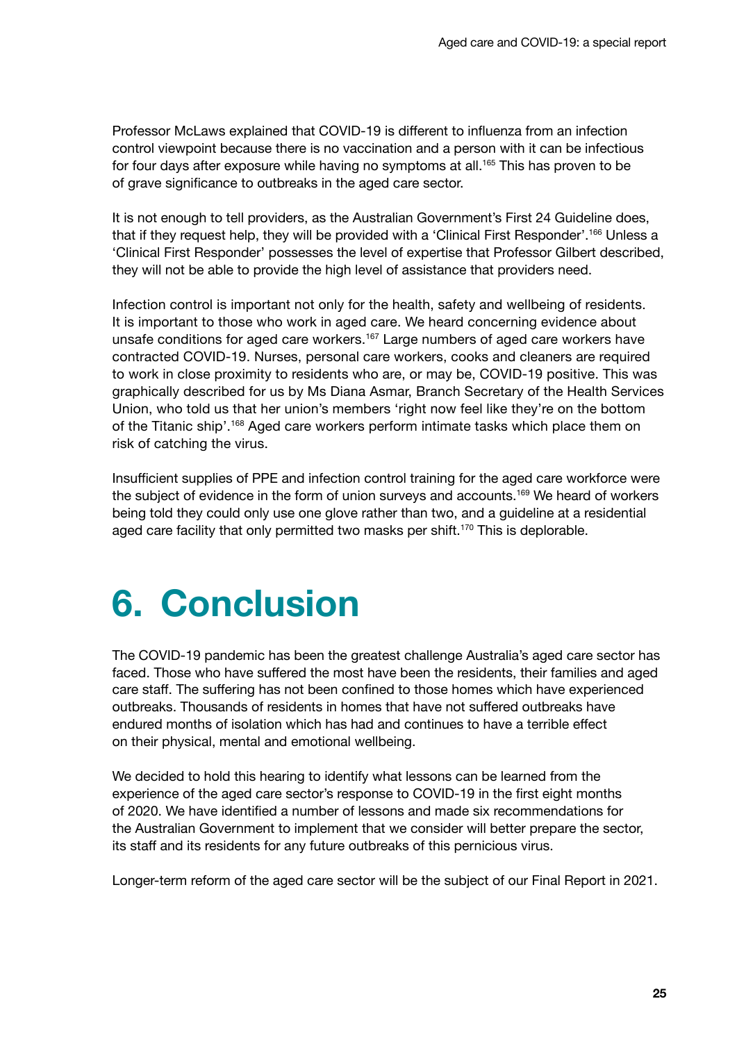Professor McLaws explained that COVID-19 is different to influenza from an infection control viewpoint because there is no vaccination and a person with it can be infectious for four days after exposure while having no symptoms at all.[165] This has proven to be of grave significance to outbreaks in the aged care sector.

It is not enough to tell providers, as the Australian Government's First 24 Guideline does, that if they request help, they will be provided with a 'Clinical First Responder'.[166] Unless a 'Clinical First Responder' possesses the level of expertise that Professor Gilbert described, they will not be able to provide the high level of assistance that providers need.

Infection control is important not only for the health, safety and wellbeing of residents. It is important to those who work in aged care. We heard concerning evidence about unsafe conditions for aged care workers.[167] Large numbers of aged care workers have contracted COVID-19. Nurses, personal care workers, cooks and cleaners are required to work in close proximity to residents who are, or may be, COVID-19 positive. This was graphically described for us by Ms Diana Asmar, Branch Secretary of the Health Services Union, who told us that her union's members 'right now feel like they're on the bottom of the Titanic ship'.[168] Aged care workers perform intimate tasks which place them on risk of catching the virus.

Insufficient supplies of PPE and infection control training for the aged care workforce were the subject of evidence in the form of union surveys and accounts.[169] We heard of workers being told they could only use one glove rather than two, and a guideline at a residential aged care facility that only permitted two masks per shift.[170] This is deplorable.

# 6. Conclusion

The COVID-19 pandemic has been the greatest challenge Australia's aged care sector has faced. Those who have suffered the most have been the residents, their families and aged care staff. The suffering has not been confined to those homes which have experienced outbreaks. Thousands of residents in homes that have not suffered outbreaks have endured months of isolation which has had and continues to have a terrible effect on their physical, mental and emotional wellbeing.

We decided to hold this hearing to identify what lessons can be learned from the experience of the aged care sector's response to COVID-19 in the first eight months of 2020. We have identified a number of lessons and made six recommendations for the Australian Government to implement that we consider will better prepare the sector, its staff and its residents for any future outbreaks of this pernicious virus.

Longer-term reform of the aged care sector will be the subject of our Final Report in 2021.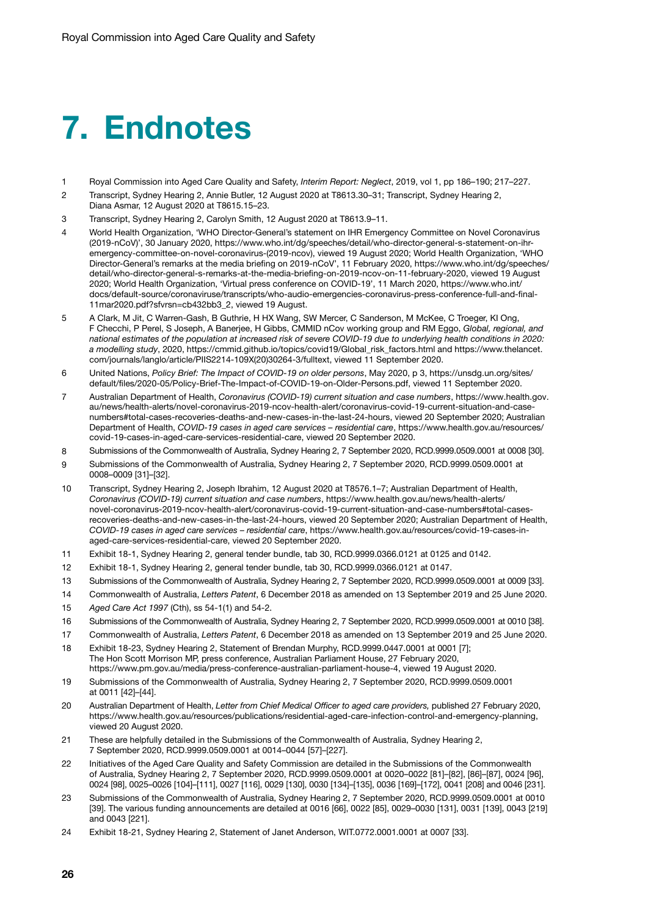# 7. Endnotes

1. Royal Commission into Aged Care Quality and Safety, *Interim Report: Neglect*, 2019, vol 1, pp 186–190; 217–227.
2. Transcript, Sydney Hearing 2, Annie Butler, 12 August 2020 at T8613.30–31; Transcript, Sydney Hearing 2, Diana Asmar, 12 August 2020 at T8615.15–23.
3. Transcript, Sydney Hearing 2, Carolyn Smith, 12 August 2020 at T8613.9–11.
4. World Health Organization, 'WHO Director-General's statement on IHR Emergency Committee on Novel Coronavirus (2019-nCoV)', 30 January 2020, https://www.who.int/dg/speeches/detail/who-director-general-s-statement-on-ihr-emergency-committee-on-novel-coronavirus-(2019-ncov), viewed 19 August 2020; World Health Organization, 'WHO Director-General's remarks at the media briefing on 2019-nCoV', 11 February 2020, https://www.who.int/dg/speeches/detail/who-director-general-s-remarks-at-the-media-briefing-on-2019-ncov-on-11-february-2020, viewed 19 August 2020; World Health Organization, 'Virtual press conference on COVID-19', 11 March 2020, https://www.who.int/docs/default-source/coronaviruse/transcripts/who-audio-emergencies-coronavirus-press-conference-full-and-final-11mar2020.pdf?sfvrsn=cb432bb3_2, viewed 19 August.
5. A Clark, M Jit, C Warren-Gash, B Guthrie, H HX Wang, SW Mercer, C Sanderson, M McKee, C Troeger, KI Ong, F Checchi, P Perel, S Joseph, A Banerjee, H Gibbs, CMMID nCov working group and RM Eggo, *Global, regional, and national estimates of the population at increased risk of severe COVID-19 due to underlying health conditions in 2020: a modelling study*, 2020, https://cmmid.github.io/topics/covid19/Global_risk_factors.html and https://www.thelancet.com/journals/langlo/article/PIIS2214-109X(20)30264-3/fulltext, viewed 11 September 2020.
6. United Nations, *Policy Brief: The Impact of COVID-19 on older persons*, May 2020, p 3, https://unsdg.un.org/sites/default/files/2020-05/Policy-Brief-The-Impact-of-COVID-19-on-Older-Persons.pdf, viewed 11 September 2020.
7. Australian Department of Health, *Coronavirus (COVID-19) current situation and case numbers*, https://www.health.gov.au/news/health-alerts/novel-coronavirus-2019-ncov-health-alert/coronavirus-covid-19-current-situation-and-case-numbers#total-cases-recoveries-deaths-and-new-cases-in-the-last-24-hours, viewed 20 September 2020; Australian Department of Health, *COVID-19 cases in aged care services – residential care*, https://www.health.gov.au/resources/covid-19-cases-in-aged-care-services-residential-care, viewed 20 September 2020.
8. Submissions of the Commonwealth of Australia, Sydney Hearing 2, 7 September 2020, RCD.9999.0509.0001 at 0008 [30].
9. Submissions of the Commonwealth of Australia, Sydney Hearing 2, 7 September 2020, RCD.9999.0509.0001 at 0008–0009 [31]–[32].
10. Transcript, Sydney Hearing 2, Joseph Ibrahim, 12 August 2020 at T8576.1–7; Australian Department of Health, *Coronavirus (COVID-19) current situation and case numbers*, https://www.health.gov.au/news/health-alerts/novel-coronavirus-2019-ncov-health-alert/coronavirus-covid-19-current-situation-and-case-numbers#total-cases-recoveries-deaths-and-new-cases-in-the-last-24-hours, viewed 20 September 2020; Australian Department of Health, *COVID-19 cases in aged care services – residential care*, https://www.health.gov.au/resources/covid-19-cases-in-aged-care-services-residential-care, viewed 20 September 2020.
11. Exhibit 18-1, Sydney Hearing 2, general tender bundle, tab 30, RCD.9999.0366.0121 at 0125 and 0142.
12. Exhibit 18-1, Sydney Hearing 2, general tender bundle, tab 30, RCD.9999.0366.0121 at 0147.
13. Submissions of the Commonwealth of Australia, Sydney Hearing 2, 7 September 2020, RCD.9999.0509.0001 at 0009 [33].
14. Commonwealth of Australia, *Letters Patent*, 6 December 2018 as amended on 13 September 2019 and 25 June 2020.
15. *Aged Care Act 1997* (Cth), ss 54-1(1) and 54-2.
16. Submissions of the Commonwealth of Australia, Sydney Hearing 2, 7 September 2020, RCD.9999.0509.0001 at 0010 [38].
17. Commonwealth of Australia, *Letters Patent*, 6 December 2018 as amended on 13 September 2019 and 25 June 2020.
18. Exhibit 18-23, Sydney Hearing 2, Statement of Brendan Murphy, RCD.9999.0447.0001 at 0001 [7]; The Hon Scott Morrison MP, press conference, Australian Parliament House, 27 February 2020, https://www.pm.gov.au/media/press-conference-australian-parliament-house-4, viewed 19 August 2020.
19. Submissions of the Commonwealth of Australia, Sydney Hearing 2, 7 September 2020, RCD.9999.0509.0001 at 0011 [42]–[44].
20. Australian Department of Health, *Letter from Chief Medical Officer to aged care providers,* published 27 February 2020, https://www.health.gov.au/resources/publications/residential-aged-care-infection-control-and-emergency-planning, viewed 20 August 2020.
21. These are helpfully detailed in the Submissions of the Commonwealth of Australia, Sydney Hearing 2, 7 September 2020, RCD.9999.0509.0001 at 0014–0044 [57]–[227].
22. Initiatives of the Aged Care Quality and Safety Commission are detailed in the Submissions of the Commonwealth of Australia, Sydney Hearing 2, 7 September 2020, RCD.9999.0509.0001 at 0020–0022 [81]–[82], [86]–[87], 0024 [96], 0024 [98], 0025–0026 [104]–[111], 0027 [116], 0029 [130], 0030 [134]–[135], 0036 [169]–[172], 0041 [208] and 0046 [231].
23. Submissions of the Commonwealth of Australia, Sydney Hearing 2, 7 September 2020, RCD.9999.0509.0001 at 0010 [39]. The various funding announcements are detailed at 0016 [66], 0022 [85], 0029–0030 [131], 0031 [139], 0043 [219] and 0043 [221].
24. Exhibit 18-21, Sydney Hearing 2, Statement of Janet Anderson, WIT.0772.0001.0001 at 0007 [33].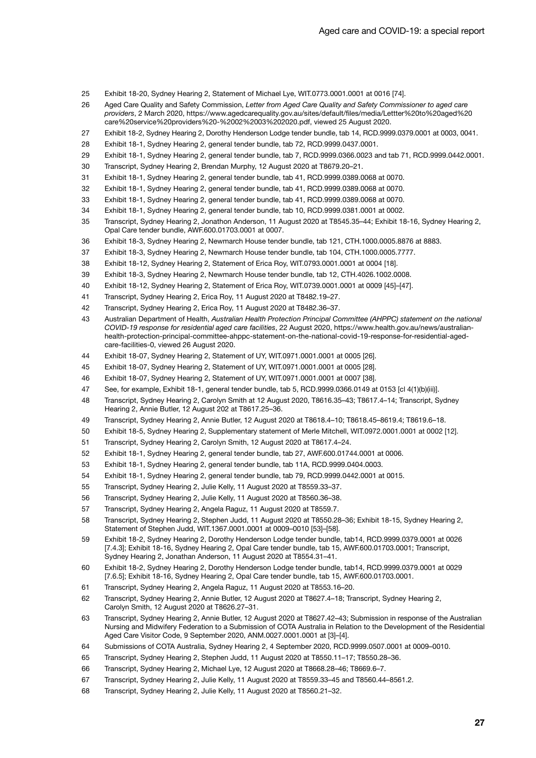25 Exhibit 18-20, Sydney Hearing 2, Statement of Michael Lye, WIT.0773.0001.0001 at 0016 [74].

26 Aged Care Quality and Safety Commission, *Letter from Aged Care Quality and Safety Commissioner to aged care providers*, 2 March 2020, https://www.agedcarequality.gov.au/sites/default/files/media/Lettter%20to%20aged%20care%20service%20providers%20-%2002%2003%202020.pdf, viewed 25 August 2020.

27 Exhibit 18-2, Sydney Hearing 2, Dorothy Henderson Lodge tender bundle, tab 14, RCD.9999.0379.0001 at 0003, 0041.

28 Exhibit 18-1, Sydney Hearing 2, general tender bundle, tab 72, RCD.9999.0437.0001.

29 Exhibit 18-1, Sydney Hearing 2, general tender bundle, tab 7, RCD.9999.0366.0023 and tab 71, RCD.9999.0442.0001.

30 Transcript, Sydney Hearing 2, Brendan Murphy, 12 August 2020 at T8679.20–21.

31 Exhibit 18-1, Sydney Hearing 2, general tender bundle, tab 41, RCD.9999.0389.0068 at 0070.

32 Exhibit 18-1, Sydney Hearing 2, general tender bundle, tab 41, RCD.9999.0389.0068 at 0070.

33 Exhibit 18-1, Sydney Hearing 2, general tender bundle, tab 41, RCD.9999.0389.0068 at 0070.

34 Exhibit 18-1, Sydney Hearing 2, general tender bundle, tab 10, RCD.9999.0381.0001 at 0002.

35 Transcript, Sydney Hearing 2, Jonathon Anderson, 11 August 2020 at T8545.35–44; Exhibit 18-16, Sydney Hearing 2, Opal Care tender bundle, AWF.600.01703.0001 at 0007.

36 Exhibit 18-3, Sydney Hearing 2, Newmarch House tender bundle, tab 121, CTH.1000.0005.8876 at 8883.

37 Exhibit 18-3, Sydney Hearing 2, Newmarch House tender bundle, tab 104, CTH.1000.0005.7777.

38 Exhibit 18-12, Sydney Hearing 2, Statement of Erica Roy, WIT.0793.0001.0001 at 0004 [18].

39 Exhibit 18-3, Sydney Hearing 2, Newmarch House tender bundle, tab 12, CTH.4026.1002.0008.

40 Exhibit 18-12, Sydney Hearing 2, Statement of Erica Roy, WIT.0739.0001.0001 at 0009 [45]–[47].

41 Transcript, Sydney Hearing 2, Erica Roy, 11 August 2020 at T8482.19–27.

42 Transcript, Sydney Hearing 2, Erica Roy, 11 August 2020 at T8482.36–37.

43 Australian Department of Health, *Australian Health Protection Principal Committee (AHPPC) statement on the national COVID-19 response for residential aged care facilities*, 22 August 2020, https://www.health.gov.au/news/australian-health-protection-principal-committee-ahppc-statement-on-the-national-covid-19-response-for-residential-aged-care-facilities-0, viewed 26 August 2020.

44 Exhibit 18-07, Sydney Hearing 2, Statement of UY, WIT.0971.0001.0001 at 0005 [26].

45 Exhibit 18-07, Sydney Hearing 2, Statement of UY, WIT.0971.0001.0001 at 0005 [28].

46 Exhibit 18-07, Sydney Hearing 2, Statement of UY, WIT.0971.0001.0001 at 0007 [38].

47 See, for example, Exhibit 18-1, general tender bundle, tab 5, RCD.9999.0366.0149 at 0153 [cl 4(1)(b)(iii)].

48 Transcript, Sydney Hearing 2, Carolyn Smith at 12 August 2020, T8616.35–43; T8617.4–14; Transcript, Sydney Hearing 2, Annie Butler, 12 August 202 at T8617.25–36.

49 Transcript, Sydney Hearing 2, Annie Butler, 12 August 2020 at T8618.4–10; T8618.45–8619.4; T8619.6–18.

50 Exhibit 18-5, Sydney Hearing 2, Supplementary statement of Merle Mitchell, WIT.0972.0001.0001 at 0002 [12].

51 Transcript, Sydney Hearing 2, Carolyn Smith, 12 August 2020 at T8617.4–24.

52 Exhibit 18-1, Sydney Hearing 2, general tender bundle, tab 27, AWF.600.01744.0001 at 0006.

53 Exhibit 18-1, Sydney Hearing 2, general tender bundle, tab 11A, RCD.9999.0404.0003.

54 Exhibit 18-1, Sydney Hearing 2, general tender bundle, tab 79, RCD.9999.0442.0001 at 0015.

55 Transcript, Sydney Hearing 2, Julie Kelly, 11 August 2020 at T8559.33–37.

56 Transcript, Sydney Hearing 2, Julie Kelly, 11 August 2020 at T8560.36–38.

57 Transcript, Sydney Hearing 2, Angela Raguz, 11 August 2020 at T8559.7.

58 Transcript, Sydney Hearing 2, Stephen Judd, 11 August 2020 at T8550.28–36; Exhibit 18-15, Sydney Hearing 2, Statement of Stephen Judd, WIT.1367.0001.0001 at 0009–0010 [53]–[58].

59 Exhibit 18-2, Sydney Hearing 2, Dorothy Henderson Lodge tender bundle, tab14, RCD.9999.0379.0001 at 0026 [7.4.3]; Exhibit 18-16, Sydney Hearing 2, Opal Care tender bundle, tab 15, AWF.600.01703.0001; Transcript, Sydney Hearing 2, Jonathan Anderson, 11 August 2020 at T8554.31–41.

60 Exhibit 18-2, Sydney Hearing 2, Dorothy Henderson Lodge tender bundle, tab14, RCD.9999.0379.0001 at 0029 [7.6.5]; Exhibit 18-16, Sydney Hearing 2, Opal Care tender bundle, tab 15, AWF.600.01703.0001.

61 Transcript, Sydney Hearing 2, Angela Raguz, 11 August 2020 at T8553.16–20.

62 Transcript, Sydney Hearing 2, Annie Butler, 12 August 2020 at T8627.4–18; Transcript, Sydney Hearing 2, Carolyn Smith, 12 August 2020 at T8626.27–31.

63 Transcript, Sydney Hearing 2, Annie Butler, 12 August 2020 at T8627.42–43; Submission in response of the Australian Nursing and Midwifery Federation to a Submission of COTA Australia in Relation to the Development of the Residential Aged Care Visitor Code, 9 September 2020, ANM.0027.0001.0001 at [3]–[4].

64 Submissions of COTA Australia, Sydney Hearing 2, 4 September 2020, RCD.9999.0507.0001 at 0009–0010.

65 Transcript, Sydney Hearing 2, Stephen Judd, 11 August 2020 at T8550.11–17; T8550.28–36.

66 Transcript, Sydney Hearing 2, Michael Lye, 12 August 2020 at T8668.28–46; T8669.6–7.

67 Transcript, Sydney Hearing 2, Julie Kelly, 11 August 2020 at T8559.33–45 and T8560.44–8561.2.

68 Transcript, Sydney Hearing 2, Julie Kelly, 11 August 2020 at T8560.21–32.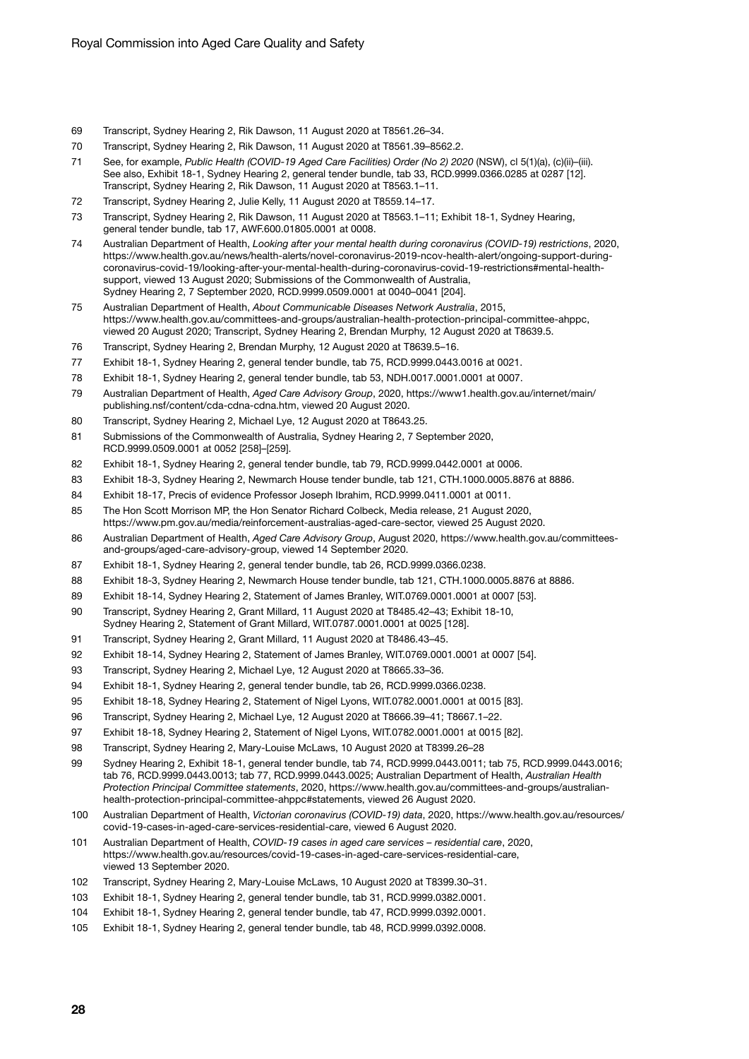69 Transcript, Sydney Hearing 2, Rik Dawson, 11 August 2020 at T8561.26–34.

70 Transcript, Sydney Hearing 2, Rik Dawson, 11 August 2020 at T8561.39–8562.2.

71 See, for example, *Public Health (COVID-19 Aged Care Facilities) Order (No 2) 2020* (NSW), cl 5(1)(a), (c)(ii)–(iii). See also, Exhibit 18-1, Sydney Hearing 2, general tender bundle, tab 33, RCD.9999.0366.0285 at 0287 [12]. Transcript, Sydney Hearing 2, Rik Dawson, 11 August 2020 at T8563.1–11.

72 Transcript, Sydney Hearing 2, Julie Kelly, 11 August 2020 at T8559.14–17.

73 Transcript, Sydney Hearing 2, Rik Dawson, 11 August 2020 at T8563.1–11; Exhibit 18-1, Sydney Hearing, general tender bundle, tab 17, AWF.600.01805.0001 at 0008.

74 Australian Department of Health, *Looking after your mental health during coronavirus (COVID-19) restrictions*, 2020, https://www.health.gov.au/news/health-alerts/novel-coronavirus-2019-ncov-health-alert/ongoing-support-during-coronavirus-covid-19/looking-after-your-mental-health-during-coronavirus-covid-19-restrictions#mental-health-support, viewed 13 August 2020; Submissions of the Commonwealth of Australia, Sydney Hearing 2, 7 September 2020, RCD.9999.0509.0001 at 0040–0041 [204].

75 Australian Department of Health, *About Communicable Diseases Network Australia*, 2015, https://www.health.gov.au/committees-and-groups/australian-health-protection-principal-committee-ahppc, viewed 20 August 2020; Transcript, Sydney Hearing 2, Brendan Murphy, 12 August 2020 at T8639.5.

76 Transcript, Sydney Hearing 2, Brendan Murphy, 12 August 2020 at T8639.5–16.

77 Exhibit 18-1, Sydney Hearing 2, general tender bundle, tab 75, RCD.9999.0443.0016 at 0021.

78 Exhibit 18-1, Sydney Hearing 2, general tender bundle, tab 53, NDH.0017.0001.0001 at 0007.

79 Australian Department of Health, *Aged Care Advisory Group*, 2020, https://www1.health.gov.au/internet/main/publishing.nsf/content/cda-cdna-cdna.htm, viewed 20 August 2020.

80 Transcript, Sydney Hearing 2, Michael Lye, 12 August 2020 at T8643.25.

81 Submissions of the Commonwealth of Australia, Sydney Hearing 2, 7 September 2020, RCD.9999.0509.0001 at 0052 [258]–[259].

82 Exhibit 18-1, Sydney Hearing 2, general tender bundle, tab 79, RCD.9999.0442.0001 at 0006.

83 Exhibit 18-3, Sydney Hearing 2, Newmarch House tender bundle, tab 121, CTH.1000.0005.8876 at 8886.

84 Exhibit 18-17, Precis of evidence Professor Joseph Ibrahim, RCD.9999.0411.0001 at 0011.

85 The Hon Scott Morrison MP, the Hon Senator Richard Colbeck, Media release, 21 August 2020, https://www.pm.gov.au/media/reinforcement-australias-aged-care-sector, viewed 25 August 2020.

86 Australian Department of Health, *Aged Care Advisory Group*, August 2020, https://www.health.gov.au/committees-and-groups/aged-care-advisory-group, viewed 14 September 2020.

87 Exhibit 18-1, Sydney Hearing 2, general tender bundle, tab 26, RCD.9999.0366.0238.

88 Exhibit 18-3, Sydney Hearing 2, Newmarch House tender bundle, tab 121, CTH.1000.0005.8876 at 8886.

89 Exhibit 18-14, Sydney Hearing 2, Statement of James Branley, WIT.0769.0001.0001 at 0007 [53].

90 Transcript, Sydney Hearing 2, Grant Millard, 11 August 2020 at T8485.42–43; Exhibit 18-10, Sydney Hearing 2, Statement of Grant Millard, WIT.0787.0001.0001 at 0025 [128].

91 Transcript, Sydney Hearing 2, Grant Millard, 11 August 2020 at T8486.43–45.

92 Exhibit 18-14, Sydney Hearing 2, Statement of James Branley, WIT.0769.0001.0001 at 0007 [54].

93 Transcript, Sydney Hearing 2, Michael Lye, 12 August 2020 at T8665.33–36.

94 Exhibit 18-1, Sydney Hearing 2, general tender bundle, tab 26, RCD.9999.0366.0238.

95 Exhibit 18-18, Sydney Hearing 2, Statement of Nigel Lyons, WIT.0782.0001.0001 at 0015 [83].

96 Transcript, Sydney Hearing 2, Michael Lye, 12 August 2020 at T8666.39–41; T8667.1–22.

97 Exhibit 18-18, Sydney Hearing 2, Statement of Nigel Lyons, WIT.0782.0001.0001 at 0015 [82].

98 Transcript, Sydney Hearing 2, Mary-Louise McLaws, 10 August 2020 at T8399.26–28

99 Sydney Hearing 2, Exhibit 18-1, general tender bundle, tab 74, RCD.9999.0443.0011; tab 75, RCD.9999.0443.0016; tab 76, RCD.9999.0443.0013; tab 77, RCD.9999.0443.0025; Australian Department of Health, *Australian Health Protection Principal Committee statements*, 2020, https://www.health.gov.au/committees-and-groups/australian-health-protection-principal-committee-ahppc#statements, viewed 26 August 2020.

100 Australian Department of Health, *Victorian coronavirus (COVID-19) data*, 2020, https://www.health.gov.au/resources/covid-19-cases-in-aged-care-services-residential-care, viewed 6 August 2020.

101 Australian Department of Health, *COVID-19 cases in aged care services – residential care*, 2020, https://www.health.gov.au/resources/covid-19-cases-in-aged-care-services-residential-care, viewed 13 September 2020.

102 Transcript, Sydney Hearing 2, Mary-Louise McLaws, 10 August 2020 at T8399.30–31.

103 Exhibit 18-1, Sydney Hearing 2, general tender bundle, tab 31, RCD.9999.0382.0001.

104 Exhibit 18-1, Sydney Hearing 2, general tender bundle, tab 47, RCD.9999.0392.0001.

105 Exhibit 18-1, Sydney Hearing 2, general tender bundle, tab 48, RCD.9999.0392.0008.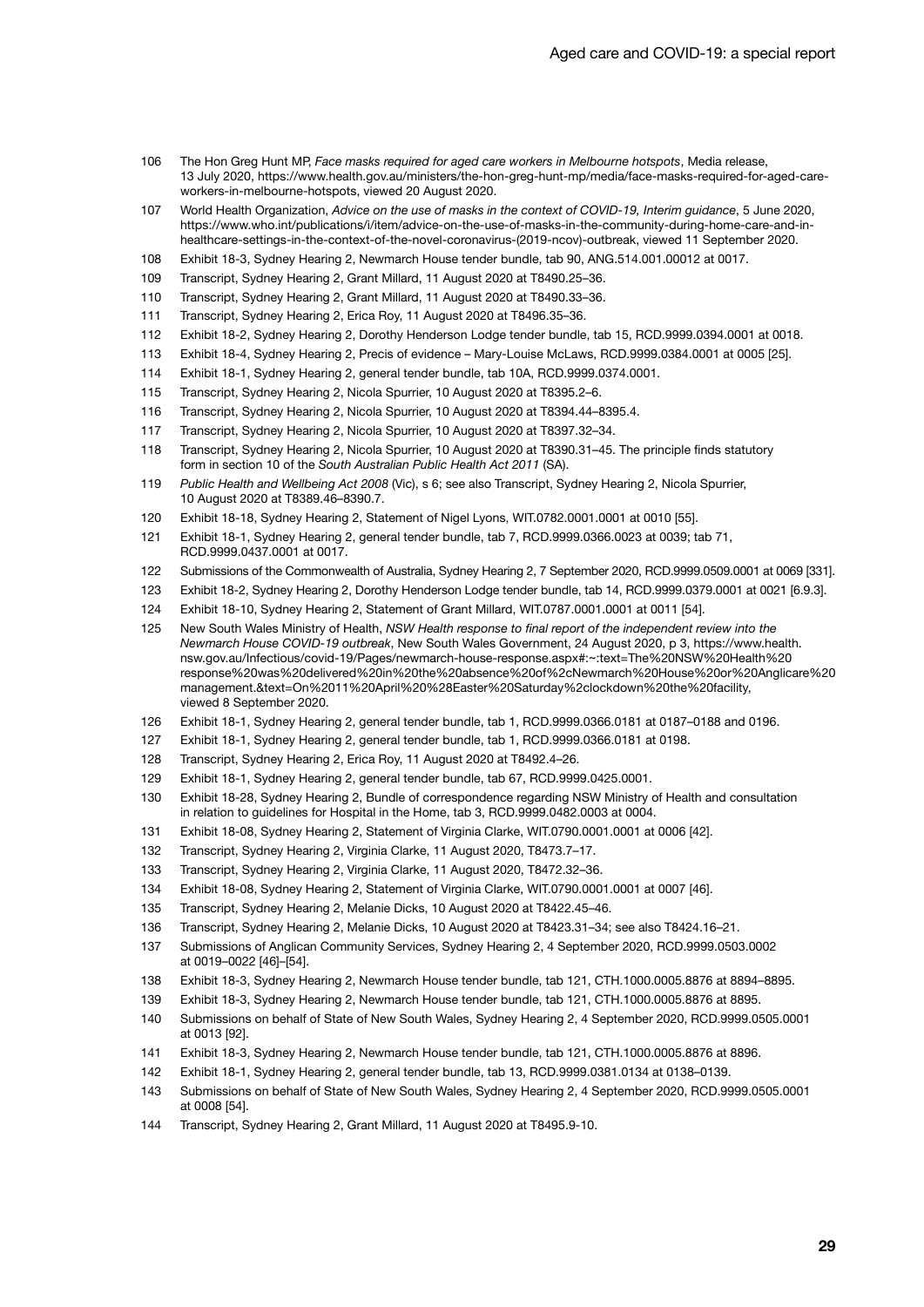106 The Hon Greg Hunt MP, *Face masks required for aged care workers in Melbourne hotspots*, Media release, 13 July 2020, https://www.health.gov.au/ministers/the-hon-greg-hunt-mp/media/face-masks-required-for-aged-care-workers-in-melbourne-hotspots, viewed 20 August 2020.

107 World Health Organization, *Advice on the use of masks in the context of COVID-19, Interim guidance*, 5 June 2020, https://www.who.int/publications/i/item/advice-on-the-use-of-masks-in-the-community-during-home-care-and-in-healthcare-settings-in-the-context-of-the-novel-coronavirus-(2019-ncov)-outbreak, viewed 11 September 2020.

108 Exhibit 18-3, Sydney Hearing 2, Newmarch House tender bundle, tab 90, ANG.514.001.00012 at 0017.

109 Transcript, Sydney Hearing 2, Grant Millard, 11 August 2020 at T8490.25–36.

110 Transcript, Sydney Hearing 2, Grant Millard, 11 August 2020 at T8490.33–36.

111 Transcript, Sydney Hearing 2, Erica Roy, 11 August 2020 at T8496.35–36.

112 Exhibit 18-2, Sydney Hearing 2, Dorothy Henderson Lodge tender bundle, tab 15, RCD.9999.0394.0001 at 0018.

113 Exhibit 18-4, Sydney Hearing 2, Precis of evidence – Mary-Louise McLaws, RCD.9999.0384.0001 at 0005 [25].

114 Exhibit 18-1, Sydney Hearing 2, general tender bundle, tab 10A, RCD.9999.0374.0001.

115 Transcript, Sydney Hearing 2, Nicola Spurrier, 10 August 2020 at T8395.2–6.

116 Transcript, Sydney Hearing 2, Nicola Spurrier, 10 August 2020 at T8394.44–8395.4.

117 Transcript, Sydney Hearing 2, Nicola Spurrier, 10 August 2020 at T8397.32–34.

118 Transcript, Sydney Hearing 2, Nicola Spurrier, 10 August 2020 at T8390.31–45. The principle finds statutory form in section 10 of the *South Australian Public Health Act 2011* (SA).

119 *Public Health and Wellbeing Act 2008* (Vic), s 6; see also Transcript, Sydney Hearing 2, Nicola Spurrier, 10 August 2020 at T8389.46–8390.7.

120 Exhibit 18-18, Sydney Hearing 2, Statement of Nigel Lyons, WIT.0782.0001.0001 at 0010 [55].

121 Exhibit 18-1, Sydney Hearing 2, general tender bundle, tab 7, RCD.9999.0366.0023 at 0039; tab 71, RCD.9999.0437.0001 at 0017.

122 Submissions of the Commonwealth of Australia, Sydney Hearing 2, 7 September 2020, RCD.9999.0509.0001 at 0069 [331].

123 Exhibit 18-2, Sydney Hearing 2, Dorothy Henderson Lodge tender bundle, tab 14, RCD.9999.0379.0001 at 0021 [6.9.3].

124 Exhibit 18-10, Sydney Hearing 2, Statement of Grant Millard, WIT.0787.0001.0001 at 0011 [54].

125 New South Wales Ministry of Health, *NSW Health response to final report of the independent review into the Newmarch House COVID-19 outbreak*, New South Wales Government, 24 August 2020, p 3, https://www.health.nsw.gov.au/Infectious/covid-19/Pages/newmarch-house-response.aspx#:~:text=The%20NSW%20Health%20response%20was%20delivered%20in%20the%20absence%20of%2cNewmarch%20House%20or%20Anglicare%20management.&text=On%2011%20April%20%28Easter%20Saturday%2clockdown%20the%20facility, viewed 8 September 2020.

126 Exhibit 18-1, Sydney Hearing 2, general tender bundle, tab 1, RCD.9999.0366.0181 at 0187–0188 and 0196.

127 Exhibit 18-1, Sydney Hearing 2, general tender bundle, tab 1, RCD.9999.0366.0181 at 0198.

128 Transcript, Sydney Hearing 2, Erica Roy, 11 August 2020 at T8492.4–26.

129 Exhibit 18-1, Sydney Hearing 2, general tender bundle, tab 67, RCD.9999.0425.0001.

130 Exhibit 18-28, Sydney Hearing 2, Bundle of correspondence regarding NSW Ministry of Health and consultation in relation to guidelines for Hospital in the Home, tab 3, RCD.9999.0482.0003 at 0004.

131 Exhibit 18-08, Sydney Hearing 2, Statement of Virginia Clarke, WIT.0790.0001.0001 at 0006 [42].

132 Transcript, Sydney Hearing 2, Virginia Clarke, 11 August 2020, T8473.7–17.

133 Transcript, Sydney Hearing 2, Virginia Clarke, 11 August 2020, T8472.32–36.

134 Exhibit 18-08, Sydney Hearing 2, Statement of Virginia Clarke, WIT.0790.0001.0001 at 0007 [46].

135 Transcript, Sydney Hearing 2, Melanie Dicks, 10 August 2020 at T8422.45–46.

136 Transcript, Sydney Hearing 2, Melanie Dicks, 10 August 2020 at T8423.31–34; see also T8424.16–21.

137 Submissions of Anglican Community Services, Sydney Hearing 2, 4 September 2020, RCD.9999.0503.0002 at 0019–0022 [46]–[54].

138 Exhibit 18-3, Sydney Hearing 2, Newmarch House tender bundle, tab 121, CTH.1000.0005.8876 at 8894–8895.

139 Exhibit 18-3, Sydney Hearing 2, Newmarch House tender bundle, tab 121, CTH.1000.0005.8876 at 8895.

140 Submissions on behalf of State of New South Wales, Sydney Hearing 2, 4 September 2020, RCD.9999.0505.0001 at 0013 [92].

141 Exhibit 18-3, Sydney Hearing 2, Newmarch House tender bundle, tab 121, CTH.1000.0005.8876 at 8896.

142 Exhibit 18-1, Sydney Hearing 2, general tender bundle, tab 13, RCD.9999.0381.0134 at 0138–0139.

143 Submissions on behalf of State of New South Wales, Sydney Hearing 2, 4 September 2020, RCD.9999.0505.0001 at 0008 [54].

144 Transcript, Sydney Hearing 2, Grant Millard, 11 August 2020 at T8495.9-10.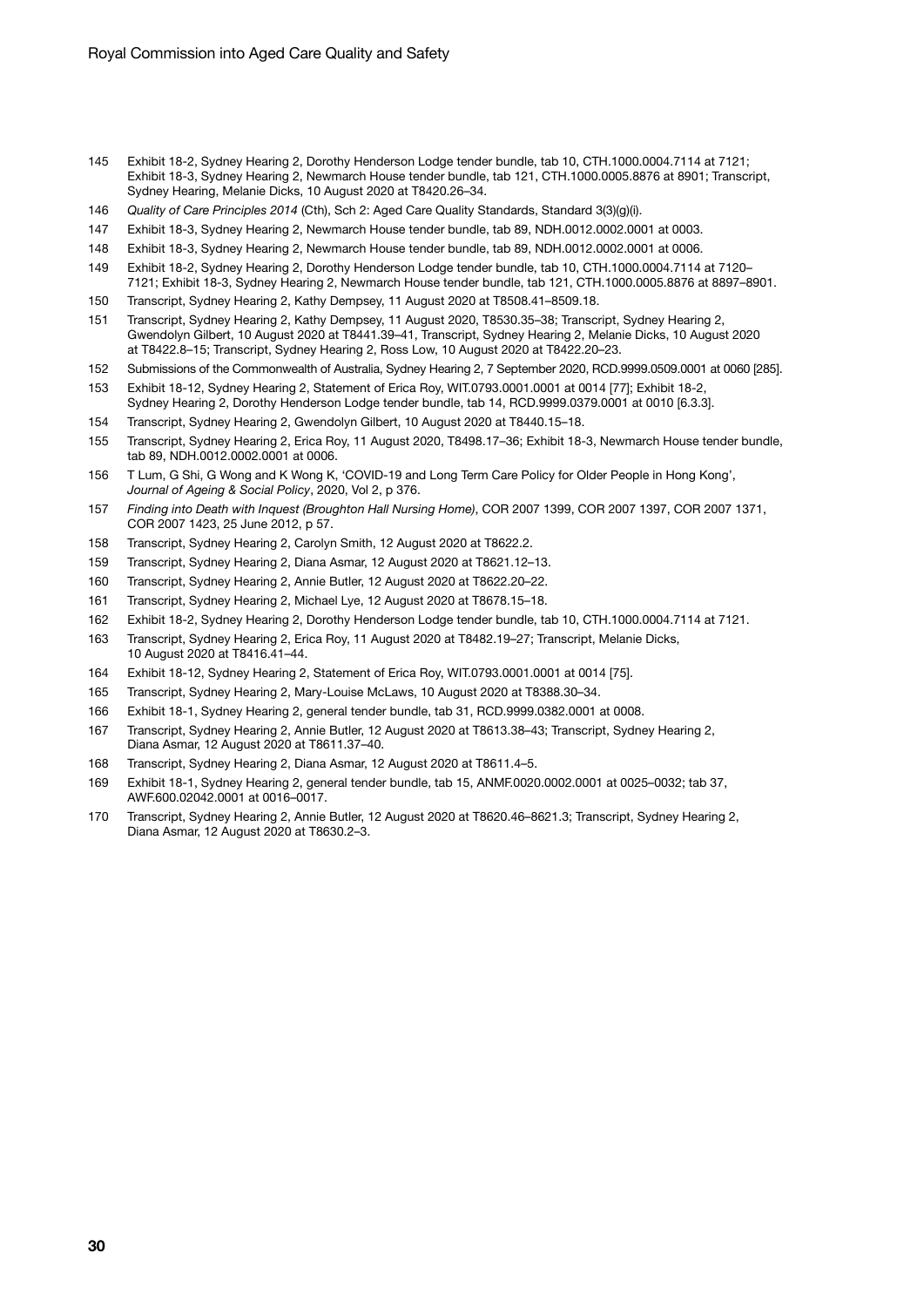145 Exhibit 18-2, Sydney Hearing 2, Dorothy Henderson Lodge tender bundle, tab 10, CTH.1000.0004.7114 at 7121; Exhibit 18-3, Sydney Hearing 2, Newmarch House tender bundle, tab 121, CTH.1000.0005.8876 at 8901; Transcript, Sydney Hearing, Melanie Dicks, 10 August 2020 at T8420.26–34.

146 *Quality of Care Principles 2014* (Cth), Sch 2: Aged Care Quality Standards, Standard 3(3)(g)(i).

147 Exhibit 18-3, Sydney Hearing 2, Newmarch House tender bundle, tab 89, NDH.0012.0002.0001 at 0003.

148 Exhibit 18-3, Sydney Hearing 2, Newmarch House tender bundle, tab 89, NDH.0012.0002.0001 at 0006.

149 Exhibit 18-2, Sydney Hearing 2, Dorothy Henderson Lodge tender bundle, tab 10, CTH.1000.0004.7114 at 7120–7121; Exhibit 18-3, Sydney Hearing 2, Newmarch House tender bundle, tab 121, CTH.1000.0005.8876 at 8897–8901.

150 Transcript, Sydney Hearing 2, Kathy Dempsey, 11 August 2020 at T8508.41–8509.18.

151 Transcript, Sydney Hearing 2, Kathy Dempsey, 11 August 2020, T8530.35–38; Transcript, Sydney Hearing 2, Gwendolyn Gilbert, 10 August 2020 at T8441.39–41, Transcript, Sydney Hearing 2, Melanie Dicks, 10 August 2020 at T8422.8–15; Transcript, Sydney Hearing 2, Ross Low, 10 August 2020 at T8422.20–23.

152 Submissions of the Commonwealth of Australia, Sydney Hearing 2, 7 September 2020, RCD.9999.0509.0001 at 0060 [285].

153 Exhibit 18-12, Sydney Hearing 2, Statement of Erica Roy, WIT.0793.0001.0001 at 0014 [77]; Exhibit 18-2, Sydney Hearing 2, Dorothy Henderson Lodge tender bundle, tab 14, RCD.9999.0379.0001 at 0010 [6.3.3].

154 Transcript, Sydney Hearing 2, Gwendolyn Gilbert, 10 August 2020 at T8440.15–18.

155 Transcript, Sydney Hearing 2, Erica Roy, 11 August 2020, T8498.17–36; Exhibit 18-3, Newmarch House tender bundle, tab 89, NDH.0012.0002.0001 at 0006.

156 T Lum, G Shi, G Wong and K Wong K, 'COVID-19 and Long Term Care Policy for Older People in Hong Kong', *Journal of Ageing & Social Policy*, 2020, Vol 2, p 376.

157 *Finding into Death with Inquest (Broughton Hall Nursing Home)*, COR 2007 1399, COR 2007 1397, COR 2007 1371, COR 2007 1423, 25 June 2012, p 57.

158 Transcript, Sydney Hearing 2, Carolyn Smith, 12 August 2020 at T8622.2.

159 Transcript, Sydney Hearing 2, Diana Asmar, 12 August 2020 at T8621.12–13.

160 Transcript, Sydney Hearing 2, Annie Butler, 12 August 2020 at T8622.20–22.

161 Transcript, Sydney Hearing 2, Michael Lye, 12 August 2020 at T8678.15–18.

162 Exhibit 18-2, Sydney Hearing 2, Dorothy Henderson Lodge tender bundle, tab 10, CTH.1000.0004.7114 at 7121.

163 Transcript, Sydney Hearing 2, Erica Roy, 11 August 2020 at T8482.19–27; Transcript, Melanie Dicks, 10 August 2020 at T8416.41–44.

164 Exhibit 18-12, Sydney Hearing 2, Statement of Erica Roy, WIT.0793.0001.0001 at 0014 [75].

165 Transcript, Sydney Hearing 2, Mary-Louise McLaws, 10 August 2020 at T8388.30–34.

166 Exhibit 18-1, Sydney Hearing 2, general tender bundle, tab 31, RCD.9999.0382.0001 at 0008.

167 Transcript, Sydney Hearing 2, Annie Butler, 12 August 2020 at T8613.38–43; Transcript, Sydney Hearing 2, Diana Asmar, 12 August 2020 at T8611.37–40.

168 Transcript, Sydney Hearing 2, Diana Asmar, 12 August 2020 at T8611.4–5.

169 Exhibit 18-1, Sydney Hearing 2, general tender bundle, tab 15, ANMF.0020.0002.0001 at 0025–0032; tab 37, AWF.600.02042.0001 at 0016–0017.

170 Transcript, Sydney Hearing 2, Annie Butler, 12 August 2020 at T8620.46–8621.3; Transcript, Sydney Hearing 2, Diana Asmar, 12 August 2020 at T8630.2–3.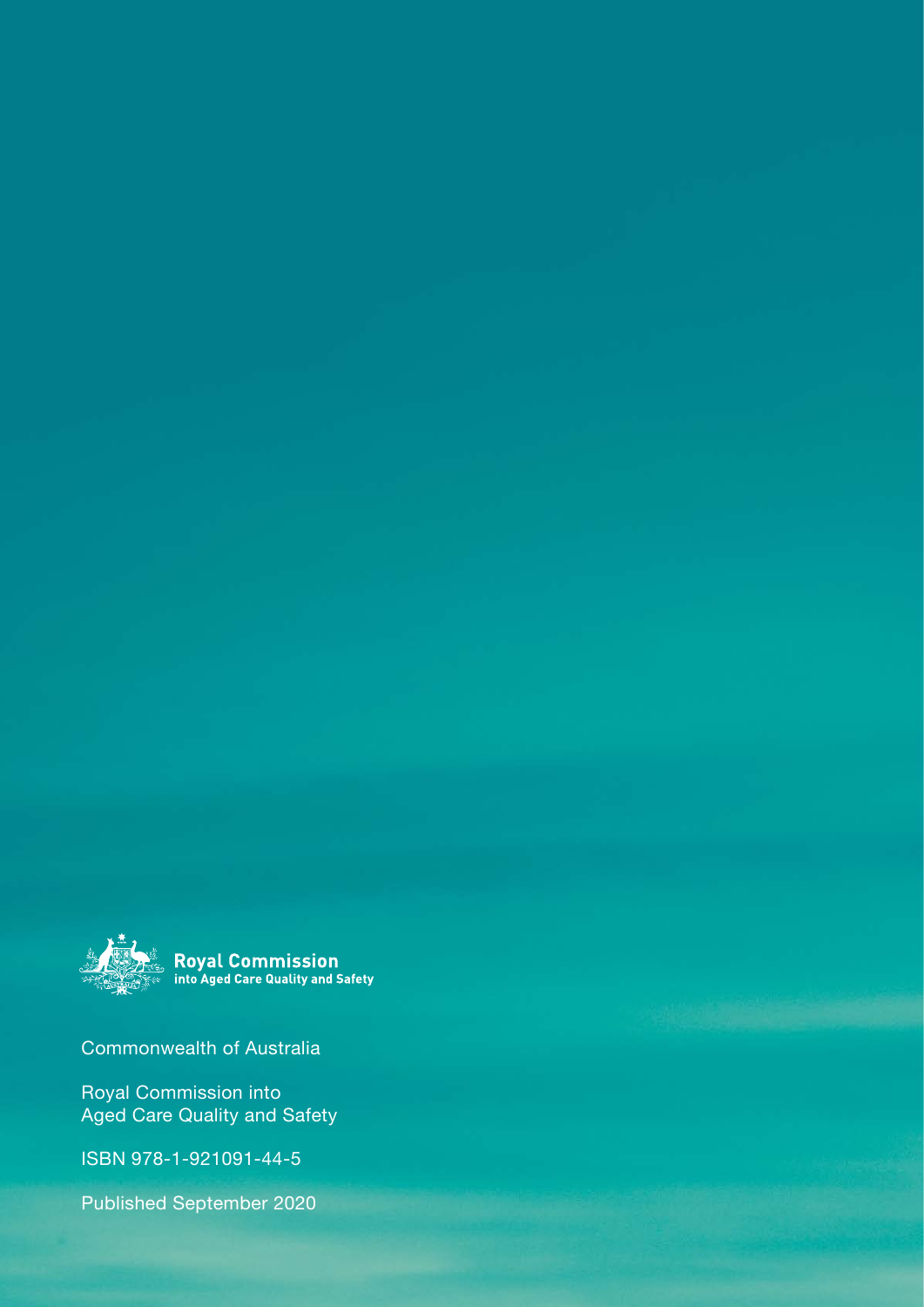Royal Commission
into Aged Care Quality and Safety

Commonwealth of Australia

Royal Commission into
Aged Care Quality and Safety

ISBN 978-1-921091-44-5

Published September 2020